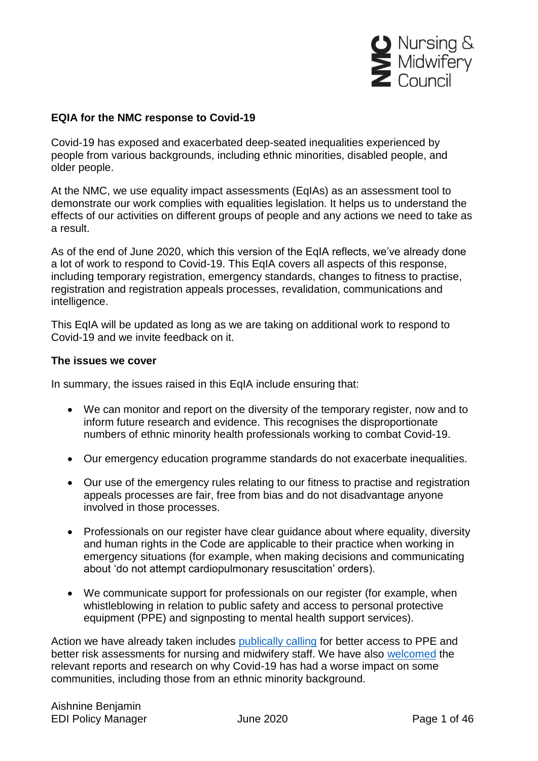# EQIA for the NMC response to Covid-19

Covid-19 has exposed and exacerbated deep-seated inequalities experienced by people from various backgrounds, including ethnic minorities, disabled people, and older people.

At the NMC, we use equality impact assessments (EqIAs) as an assessment tool to demonstrate our work complies with equalities legislation. It helps us to understand the effects of our activities on different groups of people and any actions we need to take as a result.

As of the end of June 2020, which this version of the EqIA reflects, we've already done a lot of work to respond to Covid-19. This EqIA covers all aspects of this response, including temporary registration, emergency standards, changes to fitness to practise, registration and registration appeals processes, revalidation, communications and intelligence.

This EqIA will be updated as long as we are taking on additional work to respond to Covid-19 and we invite feedback on it.

## The issues we cover

In summary, the issues raised in this EqIA include ensuring that:

- We can monitor and report on the diversity of the temporary register, now and to inform future research and evidence. This recognises the disproportionate numbers of ethnic minority health professionals working to combat Covid-19.
- Our emergency education programme standards do not exacerbate inequalities.
- Our use of the emergency rules relating to our fitness to practise and registration appeals processes are fair, free from bias and do not disadvantage anyone involved in those processes.
- Professionals on our register have clear guidance about where equality, diversity and human rights in the Code are applicable to their practice when working in emergency situations (for example, when making decisions and communicating about 'do not attempt cardiopulmonary resuscitation' orders).
- We communicate support for professionals on our register (for example, when whistleblowing in relation to public safety and access to personal protective equipment (PPE) and signposting to mental health support services).

Action we have already taken includes publically calling for better access to PPE and better risk assessments for nursing and midwifery staff. We have also welcomed the relevant reports and research on why Covid-19 has had a worse impact on some communities, including those from an ethnic minority background.

Aishnine Benjamin
EDI Policy Manager

June 2020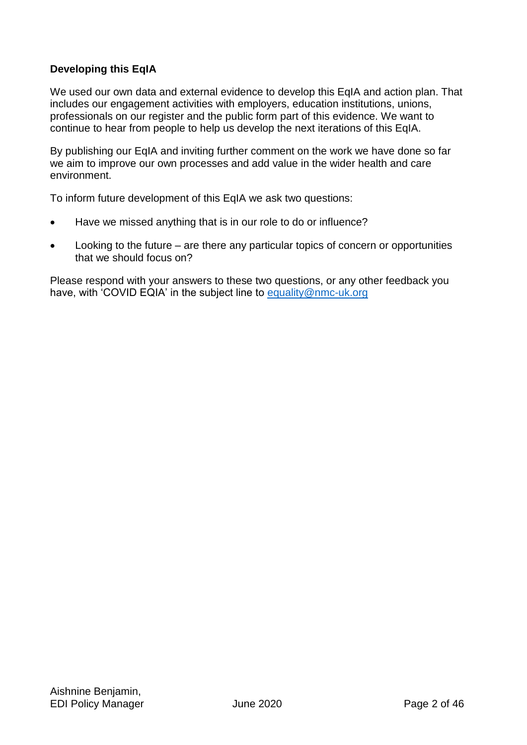**Developing this EqIA**

We used our own data and external evidence to develop this EqIA and action plan. That includes our engagement activities with employers, education institutions, unions, professionals on our register and the public form part of this evidence. We want to continue to hear from people to help us develop the next iterations of this EqIA.

By publishing our EqIA and inviting further comment on the work we have done so far we aim to improve our own processes and add value in the wider health and care environment.

To inform future development of this EqIA we ask two questions:

- Have we missed anything that is in our role to do or influence?
- Looking to the future – are there any particular topics of concern or opportunities that we should focus on?

Please respond with your answers to these two questions, or any other feedback you have, with 'COVID EQIA' in the subject line to equality@nmc-uk.org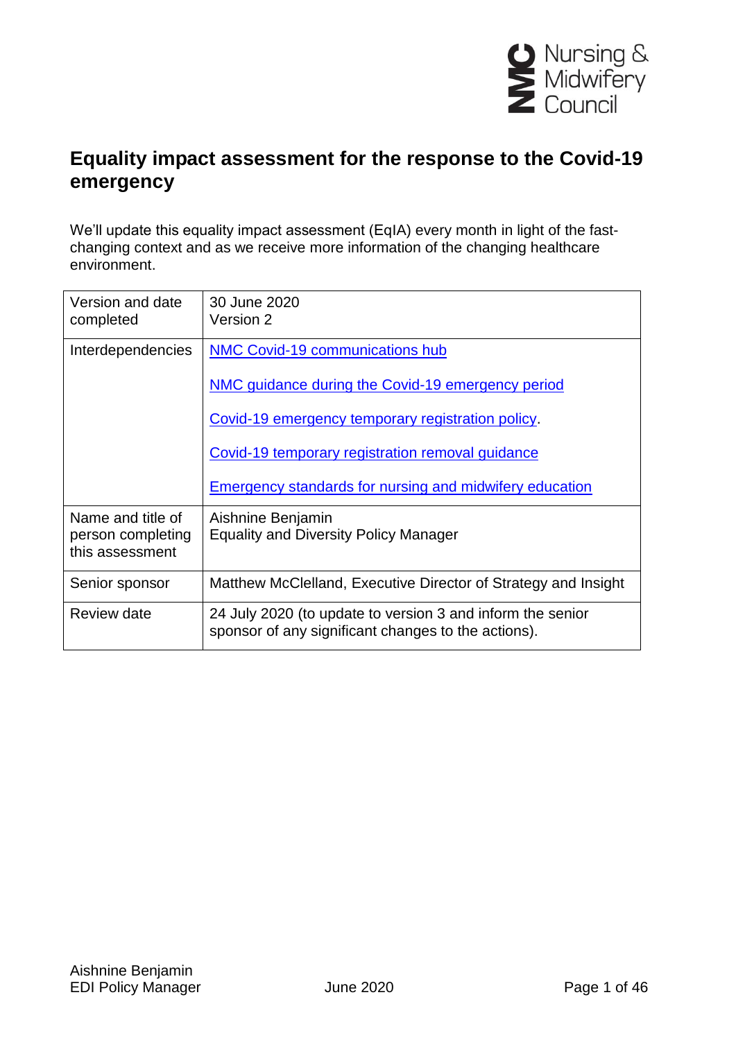# Equality impact assessment for the response to the Covid-19 emergency

We'll update this equality impact assessment (EqIA) every month in light of the fast-changing context and as we receive more information of the changing healthcare environment.

| | |
|---|---|
| Version and date completed | 30 June 2020<br>Version 2 |
| Interdependencies | [NMC Covid-19 communications hub]<br><br>[NMC guidance during the Covid-19 emergency period]<br><br>[Covid-19 emergency temporary registration policy].<br><br>[Covid-19 temporary registration removal guidance]<br><br>[Emergency standards for nursing and midwifery education] |
| Name and title of person completing this assessment | Aishnine Benjamin<br>Equality and Diversity Policy Manager |
| Senior sponsor | Matthew McClelland, Executive Director of Strategy and Insight |
| Review date | 24 July 2020 (to update to version 3 and inform the senior sponsor of any significant changes to the actions). |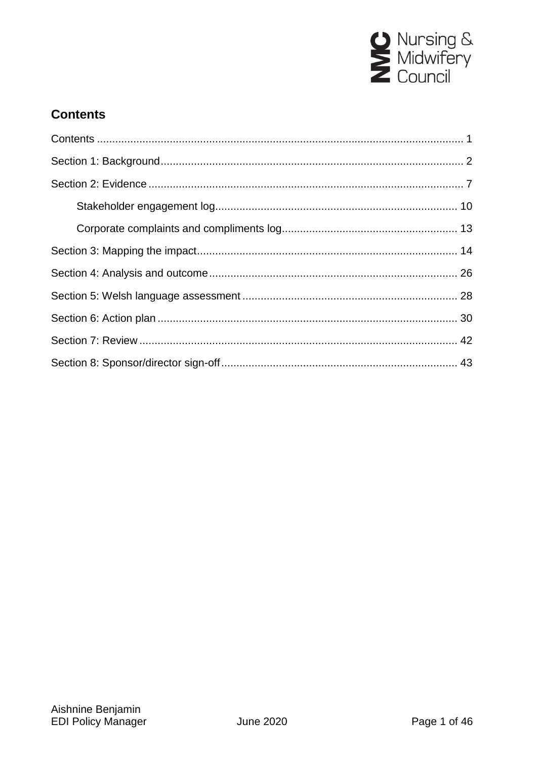## Contents

- Contents ........ 1
- Section 1: Background ........ 2
- Section 2: Evidence ........ 7
  - Stakeholder engagement log ........ 10
  - Corporate complaints and compliments log ........ 13
- Section 3: Mapping the impact ........ 14
- Section 4: Analysis and outcome ........ 26
- Section 5: Welsh language assessment ........ 28
- Section 6: Action plan ........ 30
- Section 7: Review ........ 42
- Section 8: Sponsor/director sign-off ........ 43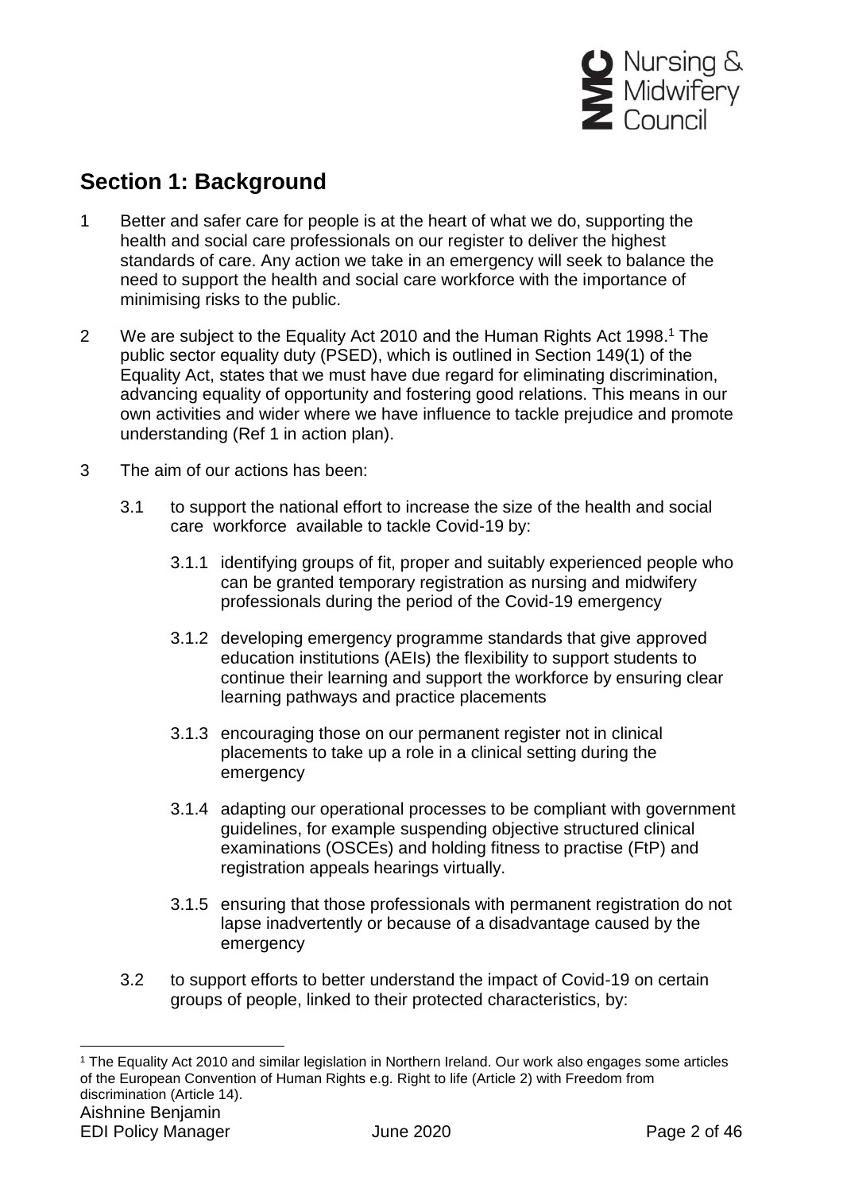## Section 1: Background

1 Better and safer care for people is at the heart of what we do, supporting the health and social care professionals on our register to deliver the highest standards of care. Any action we take in an emergency will seek to balance the need to support the health and social care workforce with the importance of minimising risks to the public.

2 We are subject to the Equality Act 2010 and the Human Rights Act 1998.[1] The public sector equality duty (PSED), which is outlined in Section 149(1) of the Equality Act, states that we must have due regard for eliminating discrimination, advancing equality of opportunity and fostering good relations. This means in our own activities and wider where we have influence to tackle prejudice and promote understanding (Ref 1 in action plan).

3 The aim of our actions has been:

3.1 to support the national effort to increase the size of the health and social care workforce available to tackle Covid-19 by:

3.1.1 identifying groups of fit, proper and suitably experienced people who can be granted temporary registration as nursing and midwifery professionals during the period of the Covid-19 emergency

3.1.2 developing emergency programme standards that give approved education institutions (AEIs) the flexibility to support students to continue their learning and support the workforce by ensuring clear learning pathways and practice placements

3.1.3 encouraging those on our permanent register not in clinical placements to take up a role in a clinical setting during the emergency

3.1.4 adapting our operational processes to be compliant with government guidelines, for example suspending objective structured clinical examinations (OSCEs) and holding fitness to practise (FtP) and registration appeals hearings virtually.

3.1.5 ensuring that those professionals with permanent registration do not lapse inadvertently or because of a disadvantage caused by the emergency

3.2 to support efforts to better understand the impact of Covid-19 on certain groups of people, linked to their protected characteristics, by:

[1] The Equality Act 2010 and similar legislation in Northern Ireland. Our work also engages some articles of the European Convention of Human Rights e.g. Right to life (Article 2) with Freedom from discrimination (Article 14).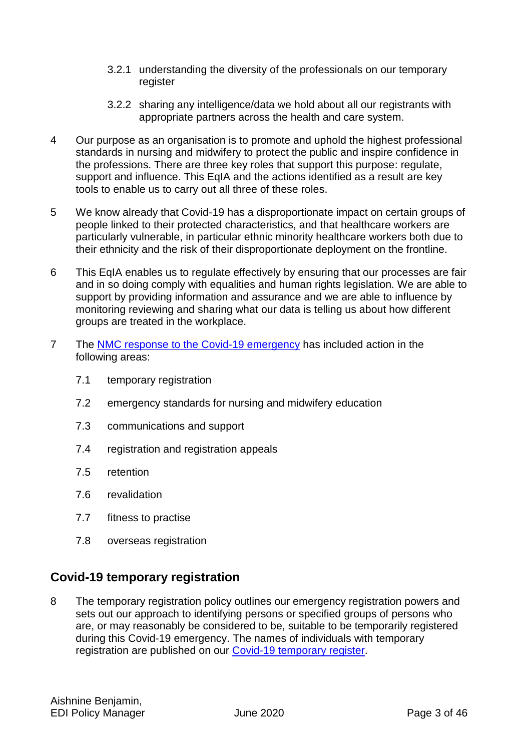3.2.1 understanding the diversity of the professionals on our temporary register

3.2.2 sharing any intelligence/data we hold about all our registrants with appropriate partners across the health and care system.

4 Our purpose as an organisation is to promote and uphold the highest professional standards in nursing and midwifery to protect the public and inspire confidence in the professions. There are three key roles that support this purpose: regulate, support and influence. This EqIA and the actions identified as a result are key tools to enable us to carry out all three of these roles.

5 We know already that Covid-19 has a disproportionate impact on certain groups of people linked to their protected characteristics, and that healthcare workers are particularly vulnerable, in particular ethnic minority healthcare workers both due to their ethnicity and the risk of their disproportionate deployment on the frontline.

6 This EqIA enables us to regulate effectively by ensuring that our processes are fair and in so doing comply with equalities and human rights legislation. We are able to support by providing information and assurance and we are able to influence by monitoring reviewing and sharing what our data is telling us about how different groups are treated in the workplace.

7 The NMC response to the Covid-19 emergency has included action in the following areas:

7.1 temporary registration

7.2 emergency standards for nursing and midwifery education

7.3 communications and support

7.4 registration and registration appeals

7.5 retention

7.6 revalidation

7.7 fitness to practise

7.8 overseas registration

## Covid-19 temporary registration

8 The temporary registration policy outlines our emergency registration powers and sets out our approach to identifying persons or specified groups of persons who are, or may reasonably be considered to be, suitable to be temporarily registered during this Covid-19 emergency. The names of individuals with temporary registration are published on our Covid-19 temporary register.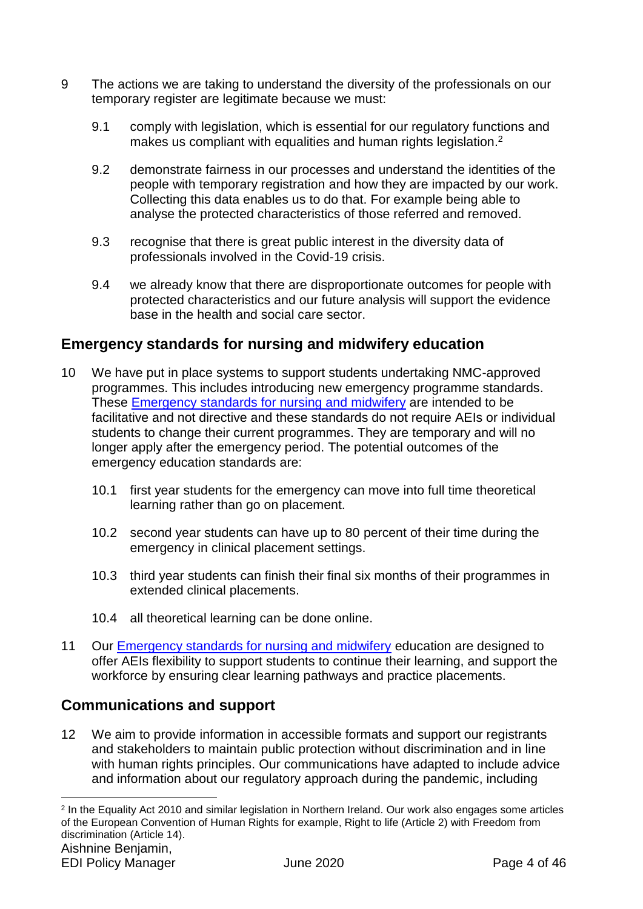9 The actions we are taking to understand the diversity of the professionals on our temporary register are legitimate because we must:

9.1 comply with legislation, which is essential for our regulatory functions and makes us compliant with equalities and human rights legislation.[2]

9.2 demonstrate fairness in our processes and understand the identities of the people with temporary registration and how they are impacted by our work. Collecting this data enables us to do that. For example being able to analyse the protected characteristics of those referred and removed.

9.3 recognise that there is great public interest in the diversity data of professionals involved in the Covid-19 crisis.

9.4 we already know that there are disproportionate outcomes for people with protected characteristics and our future analysis will support the evidence base in the health and social care sector.

## Emergency standards for nursing and midwifery education

10 We have put in place systems to support students undertaking NMC-approved programmes. This includes introducing new emergency programme standards. These [Emergency standards for nursing and midwifery]() are intended to be facilitative and not directive and these standards do not require AEIs or individual students to change their current programmes. They are temporary and will no longer apply after the emergency period. The potential outcomes of the emergency education standards are:

10.1 first year students for the emergency can move into full time theoretical learning rather than go on placement.

10.2 second year students can have up to 80 percent of their time during the emergency in clinical placement settings.

10.3 third year students can finish their final six months of their programmes in extended clinical placements.

10.4 all theoretical learning can be done online.

11 Our [Emergency standards for nursing and midwifery]() education are designed to offer AEIs flexibility to support students to continue their learning, and support the workforce by ensuring clear learning pathways and practice placements.

## Communications and support

12 We aim to provide information in accessible formats and support our registrants and stakeholders to maintain public protection without discrimination and in line with human rights principles. Our communications have adapted to include advice and information about our regulatory approach during the pandemic, including

---

[2] In the Equality Act 2010 and similar legislation in Northern Ireland. Our work also engages some articles of the European Convention of Human Rights for example, Right to life (Article 2) with Freedom from discrimination (Article 14).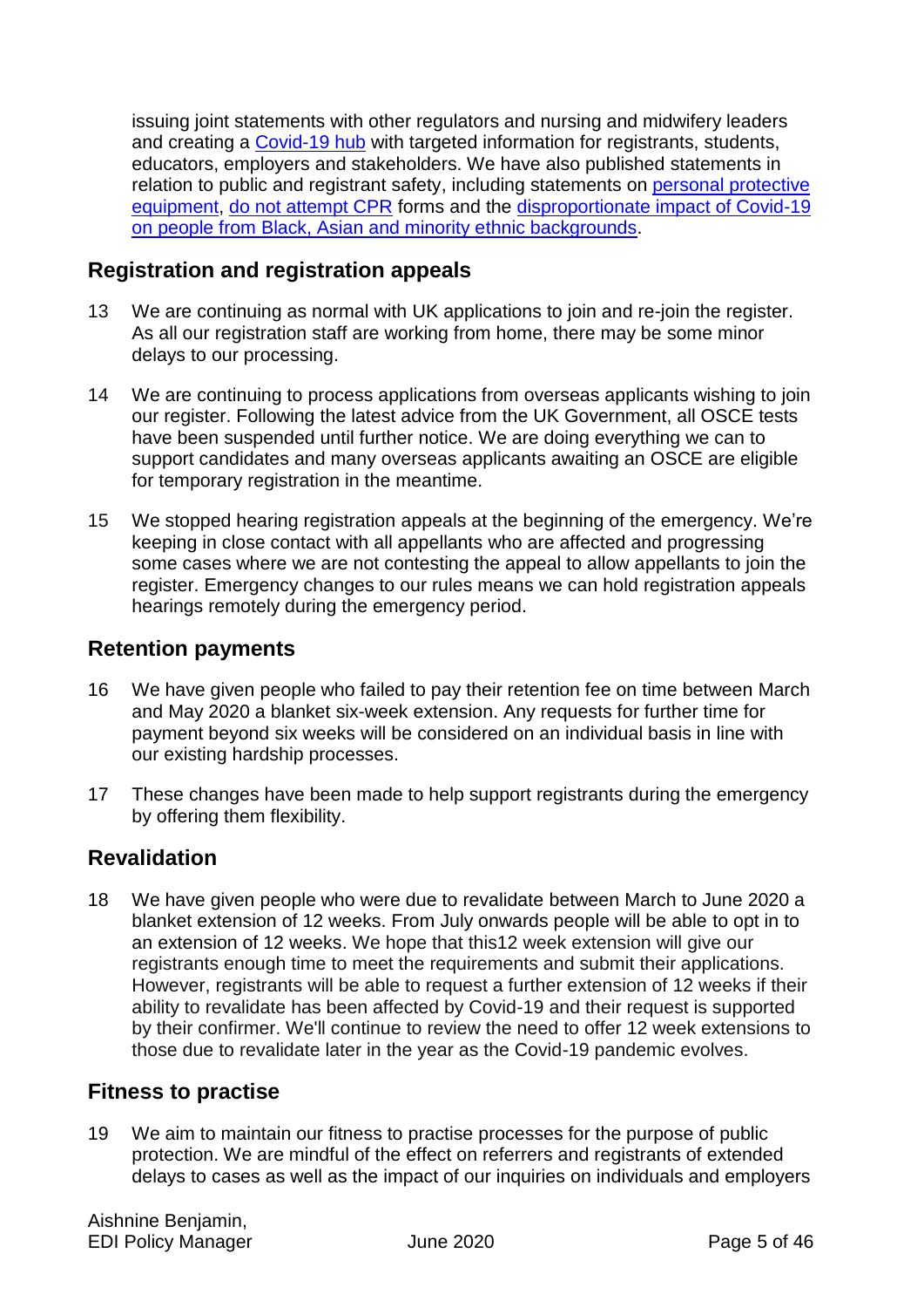issuing joint statements with other regulators and nursing and midwifery leaders and creating a Covid-19 hub with targeted information for registrants, students, educators, employers and stakeholders. We have also published statements in relation to public and registrant safety, including statements on personal protective equipment, do not attempt CPR forms and the disproportionate impact of Covid-19 on people from Black, Asian and minority ethnic backgrounds.

## Registration and registration appeals

13 We are continuing as normal with UK applications to join and re-join the register. As all our registration staff are working from home, there may be some minor delays to our processing.

14 We are continuing to process applications from overseas applicants wishing to join our register. Following the latest advice from the UK Government, all OSCE tests have been suspended until further notice. We are doing everything we can to support candidates and many overseas applicants awaiting an OSCE are eligible for temporary registration in the meantime.

15 We stopped hearing registration appeals at the beginning of the emergency. We're keeping in close contact with all appellants who are affected and progressing some cases where we are not contesting the appeal to allow appellants to join the register. Emergency changes to our rules means we can hold registration appeals hearings remotely during the emergency period.

## Retention payments

16 We have given people who failed to pay their retention fee on time between March and May 2020 a blanket six-week extension. Any requests for further time for payment beyond six weeks will be considered on an individual basis in line with our existing hardship processes.

17 These changes have been made to help support registrants during the emergency by offering them flexibility.

## Revalidation

18 We have given people who were due to revalidate between March to June 2020 a blanket extension of 12 weeks. From July onwards people will be able to opt in to an extension of 12 weeks. We hope that this12 week extension will give our registrants enough time to meet the requirements and submit their applications. However, registrants will be able to request a further extension of 12 weeks if their ability to revalidate has been affected by Covid-19 and their request is supported by their confirmer. We'll continue to review the need to offer 12 week extensions to those due to revalidate later in the year as the Covid-19 pandemic evolves.

## Fitness to practise

19 We aim to maintain our fitness to practise processes for the purpose of public protection. We are mindful of the effect on referrers and registrants of extended delays to cases as well as the impact of our inquiries on individuals and employers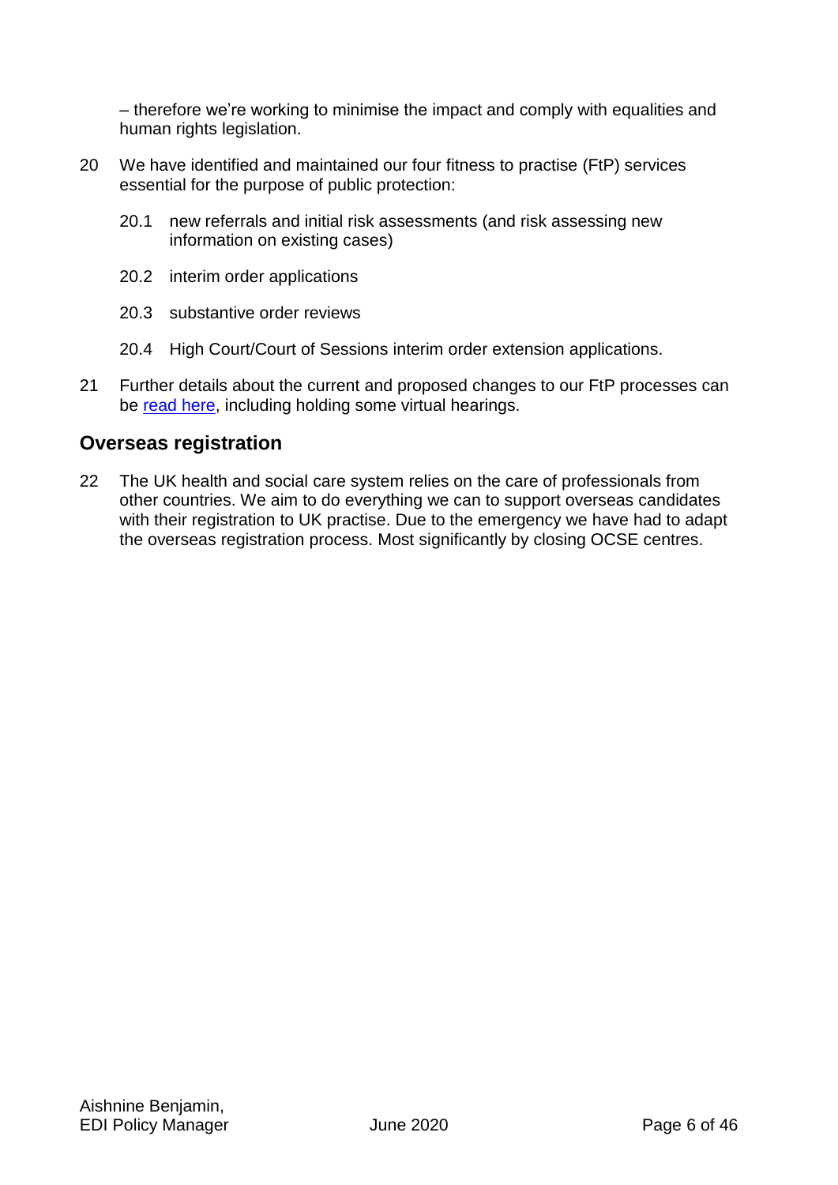– therefore we're working to minimise the impact and comply with equalities and human rights legislation.

20 We have identified and maintained our four fitness to practise (FtP) services essential for the purpose of public protection:

   20.1 new referrals and initial risk assessments (and risk assessing new information on existing cases)

   20.2 interim order applications

   20.3 substantive order reviews

   20.4 High Court/Court of Sessions interim order extension applications.

21 Further details about the current and proposed changes to our FtP processes can be read here, including holding some virtual hearings.

## Overseas registration

22 The UK health and social care system relies on the care of professionals from other countries. We aim to do everything we can to support overseas candidates with their registration to UK practise. Due to the emergency we have had to adapt the overseas registration process. Most significantly by closing OCSE centres.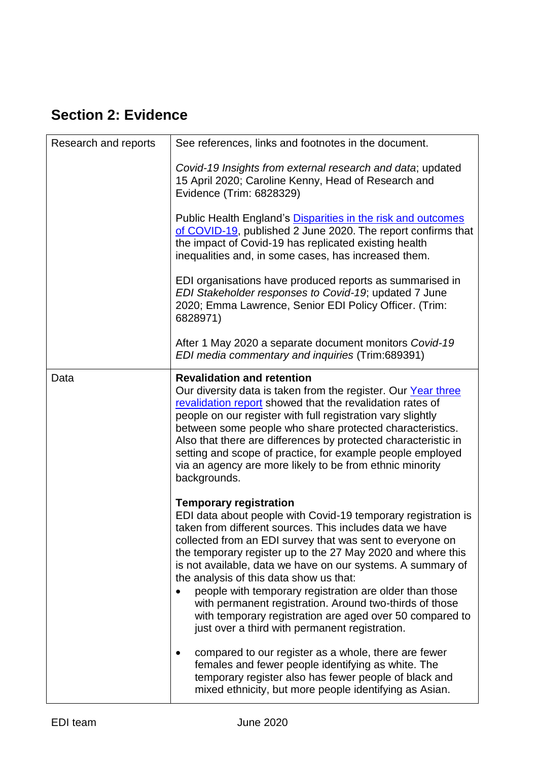## Section 2: Evidence

| | |
|---|---|
| Research and reports | See references, links and footnotes in the document.<br><br>*Covid-19 Insights from external research and data*; updated 15 April 2020; Caroline Kenny, Head of Research and Evidence (Trim: 6828329)<br><br>Public Health England's [Disparities in the risk and outcomes of COVID-19](), published 2 June 2020. The report confirms that the impact of Covid-19 has replicated existing health inequalities and, in some cases, has increased them.<br><br>EDI organisations have produced reports as summarised in *EDI Stakeholder responses to Covid-19*; updated 7 June 2020; Emma Lawrence, Senior EDI Policy Officer. (Trim: 6828971)<br><br>After 1 May 2020 a separate document monitors *Covid-19 EDI media commentary and inquiries* (Trim:689391) |
| Data | **Revalidation and retention**<br>Our diversity data is taken from the register. Our [Year three revalidation report]() showed that the revalidation rates of people on our register with full registration vary slightly between some people who share protected characteristics. Also that there are differences by protected characteristic in setting and scope of practice, for example people employed via an agency are more likely to be from ethnic minority backgrounds.<br><br>**Temporary registration**<br>EDI data about people with Covid-19 temporary registration is taken from different sources. This includes data we have collected from an EDI survey that was sent to everyone on the temporary register up to the 27 May 2020 and where this is not available, data we have on our systems. A summary of the analysis of this data show us that:<br>• people with temporary registration are older than those with permanent registration. Around two-thirds of those with temporary registration are aged over 50 compared to just over a third with permanent registration.<br>• compared to our register as a whole, there are fewer females and fewer people identifying as white. The temporary register also has fewer people of black and mixed ethnicity, but more people identifying as Asian. |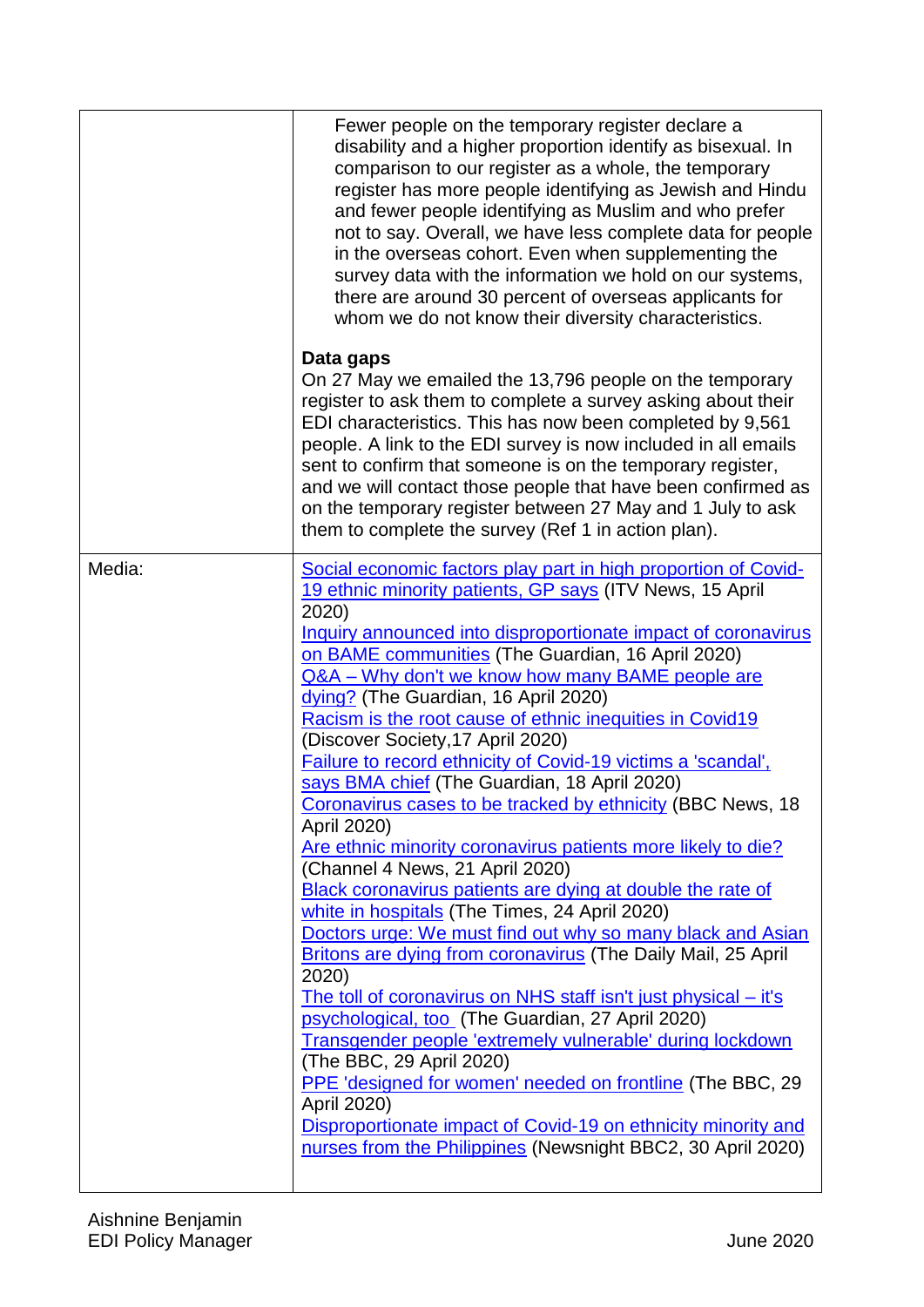| | |
|---|---|
| | Fewer people on the temporary register declare a disability and a higher proportion identify as bisexual. In comparison to our register as a whole, the temporary register has more people identifying as Jewish and Hindu and fewer people identifying as Muslim and who prefer not to say. Overall, we have less complete data for people in the overseas cohort. Even when supplementing the survey data with the information we hold on our systems, there are around 30 percent of overseas applicants for whom we do not know their diversity characteristics.<br><br>**Data gaps**<br>On 27 May we emailed the 13,796 people on the temporary register to ask them to complete a survey asking about their EDI characteristics. This has now been completed by 9,561 people. A link to the EDI survey is now included in all emails sent to confirm that someone is on the temporary register, and we will contact those people that have been confirmed as on the temporary register between 27 May and 1 July to ask them to complete the survey (Ref 1 in action plan). |
| Media: | Social economic factors play part in high proportion of Covid-19 ethnic minority patients, GP says (ITV News, 15 April 2020)<br>Inquiry announced into disproportionate impact of coronavirus on BAME communities (The Guardian, 16 April 2020)<br>Q&A – Why don't we know how many BAME people are dying? (The Guardian, 16 April 2020)<br>Racism is the root cause of ethnic inequities in Covid19 (Discover Society,17 April 2020)<br>Failure to record ethnicity of Covid-19 victims a 'scandal', says BMA chief (The Guardian, 18 April 2020)<br>Coronavirus cases to be tracked by ethnicity (BBC News, 18 April 2020)<br>Are ethnic minority coronavirus patients more likely to die? (Channel 4 News, 21 April 2020)<br>Black coronavirus patients are dying at double the rate of white in hospitals (The Times, 24 April 2020)<br>Doctors urge: We must find out why so many black and Asian Britons are dying from coronavirus (The Daily Mail, 25 April 2020)<br>The toll of coronavirus on NHS staff isn't just physical – it's psychological, too (The Guardian, 27 April 2020)<br>Transgender people 'extremely vulnerable' during lockdown (The BBC, 29 April 2020)<br>PPE 'designed for women' needed on frontline (The BBC, 29 April 2020)<br>Disproportionate impact of Covid-19 on ethnicity minority and nurses from the Philippines (Newsnight BBC2, 30 April 2020) |

Aishnine Benjamin
EDI Policy Manager

June 2020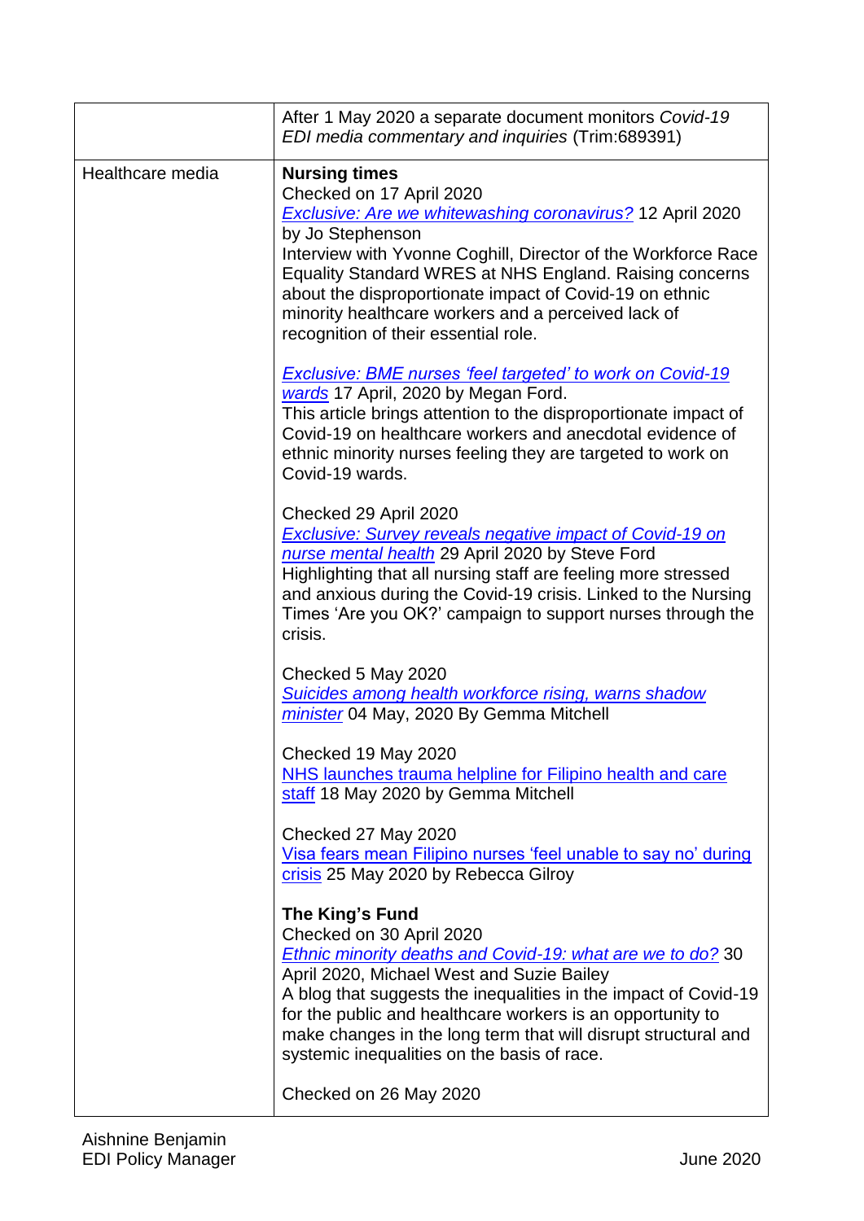| | |
|---|---|
| | After 1 May 2020 a separate document monitors *Covid-19 EDI media commentary and inquiries* (Trim:689391) |
| Healthcare media | **Nursing times**<br>Checked on 17 April 2020<br>*Exclusive: Are we whitewashing coronavirus?* 12 April 2020 by Jo Stephenson<br>Interview with Yvonne Coghill, Director of the Workforce Race Equality Standard WRES at NHS England. Raising concerns about the disproportionate impact of Covid-19 on ethnic minority healthcare workers and a perceived lack of recognition of their essential role.<br><br>*Exclusive: BME nurses 'feel targeted' to work on Covid-19 wards* 17 April, 2020 by Megan Ford.<br>This article brings attention to the disproportionate impact of Covid-19 on healthcare workers and anecdotal evidence of ethnic minority nurses feeling they are targeted to work on Covid-19 wards.<br><br>Checked 29 April 2020<br>*Exclusive: Survey reveals negative impact of Covid-19 on nurse mental health* 29 April 2020 by Steve Ford<br>Highlighting that all nursing staff are feeling more stressed and anxious during the Covid-19 crisis. Linked to the Nursing Times 'Are you OK?' campaign to support nurses through the crisis.<br><br>Checked 5 May 2020<br>*Suicides among health workforce rising, warns shadow minister* 04 May, 2020 By Gemma Mitchell<br><br>Checked 19 May 2020<br>NHS launches trauma helpline for Filipino health and care staff 18 May 2020 by Gemma Mitchell<br><br>Checked 27 May 2020<br>Visa fears mean Filipino nurses 'feel unable to say no' during crisis 25 May 2020 by Rebecca Gilroy<br><br>**The King's Fund**<br>Checked on 30 April 2020<br>*Ethnic minority deaths and Covid-19: what are we to do?* 30 April 2020, Michael West and Suzie Bailey<br>A blog that suggests the inequalities in the impact of Covid-19 for the public and healthcare workers is an opportunity to make changes in the long term that will disrupt structural and systemic inequalities on the basis of race.<br><br>Checked on 26 May 2020 |

Aishnine Benjamin
EDI Policy Manager

June 2020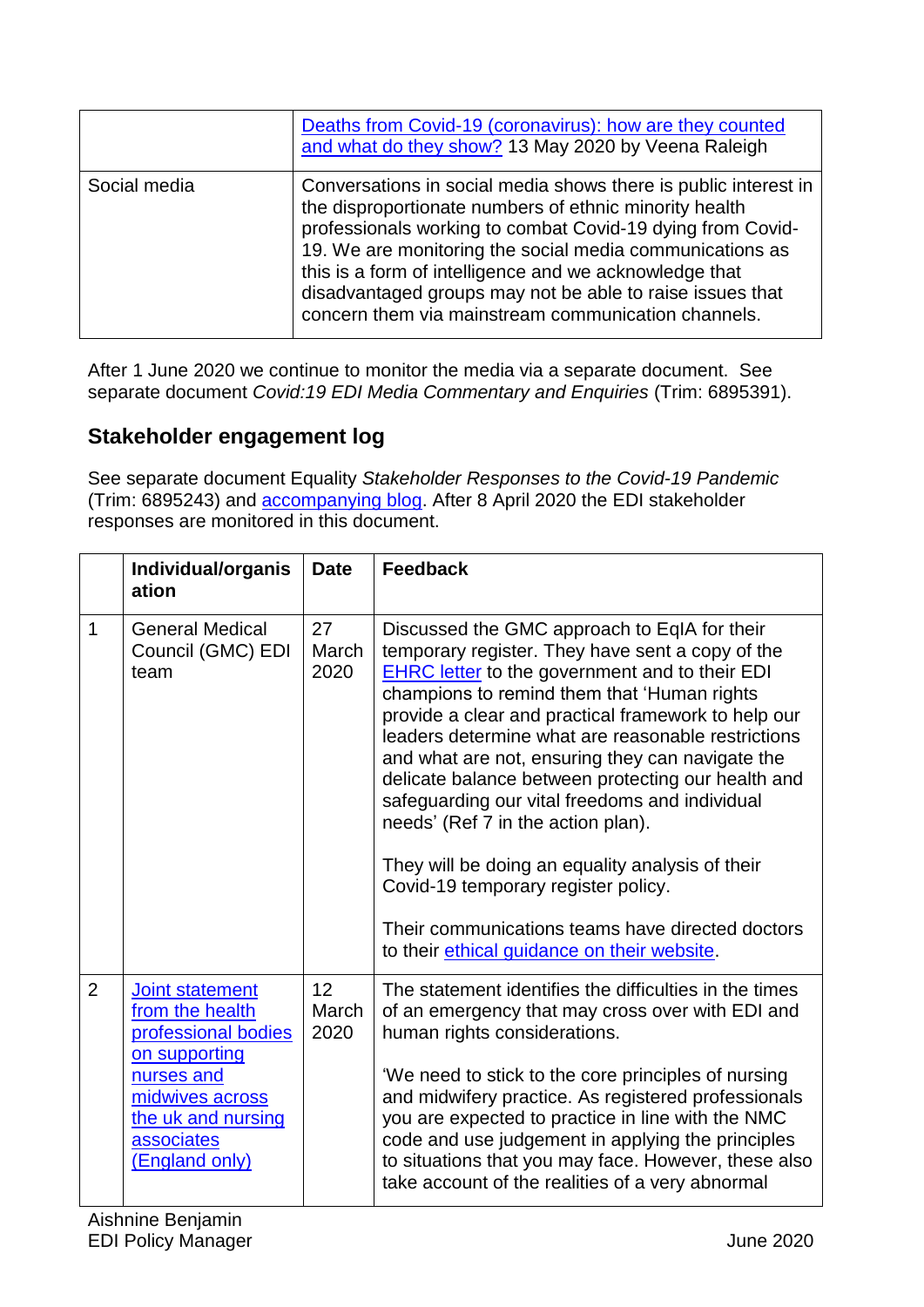|  |  |
|---|---|
|  | Deaths from Covid-19 (coronavirus): how are they counted and what do they show? 13 May 2020 by Veena Raleigh |
| Social media | Conversations in social media shows there is public interest in the disproportionate numbers of ethnic minority health professionals working to combat Covid-19 dying from Covid-19. We are monitoring the social media communications as this is a form of intelligence and we acknowledge that disadvantaged groups may not be able to raise issues that concern them via mainstream communication channels. |

After 1 June 2020 we continue to monitor the media via a separate document. See separate document *Covid:19 EDI Media Commentary and Enquiries* (Trim: 6895391).

## Stakeholder engagement log

See separate document Equality *Stakeholder Responses to the Covid-19 Pandemic* (Trim: 6895243) and accompanying blog. After 8 April 2020 the EDI stakeholder responses are monitored in this document.

|  | **Individual/organisation** | **Date** | **Feedback** |
|---|---|---|---|
| 1 | General Medical Council (GMC) EDI team | 27 March 2020 | Discussed the GMC approach to EqIA for their temporary register. They have sent a copy of the EHRC letter to the government and to their EDI champions to remind them that 'Human rights provide a clear and practical framework to help our leaders determine what are reasonable restrictions and what are not, ensuring they can navigate the delicate balance between protecting our health and safeguarding our vital freedoms and individual needs' (Ref 7 in the action plan).<br><br>They will be doing an equality analysis of their Covid-19 temporary register policy.<br><br>Their communications teams have directed doctors to their ethical guidance on their website. |
| 2 | Joint statement from the health professional bodies on supporting nurses and midwives across the uk and nursing associates (England only) | 12 March 2020 | The statement identifies the difficulties in the times of an emergency that may cross over with EDI and human rights considerations.<br><br>'We need to stick to the core principles of nursing and midwifery practice. As registered professionals you are expected to practice in line with the NMC code and use judgement in applying the principles to situations that you may face. However, these also take account of the realities of a very abnormal |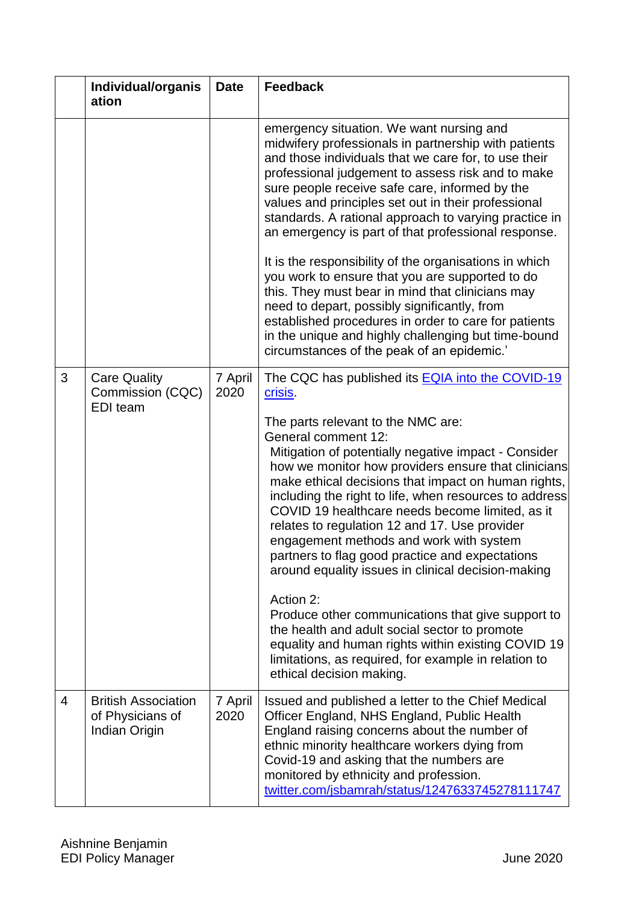|  | Individual/organisation | Date | Feedback |
|---|---|---|---|
|  |  |  | emergency situation. We want nursing and midwifery professionals in partnership with patients and those individuals that we care for, to use their professional judgement to assess risk and to make sure people receive safe care, informed by the values and principles set out in their professional standards. A rational approach to varying practice in an emergency is part of that professional response.<br><br>It is the responsibility of the organisations in which you work to ensure that you are supported to do this. They must bear in mind that clinicians may need to depart, possibly significantly, from established procedures in order to care for patients in the unique and highly challenging but time-bound circumstances of the peak of an epidemic.' |
| 3 | Care Quality Commission (CQC) EDI team | 7 April 2020 | The CQC has published its [EQIA into the COVID-19 crisis](EQIA into the COVID-19 crisis).<br><br>The parts relevant to the NMC are:<br>General comment 12:<br>Mitigation of potentially negative impact - Consider how we monitor how providers ensure that clinicians make ethical decisions that impact on human rights, including the right to life, when resources to address COVID 19 healthcare needs become limited, as it relates to regulation 12 and 17. Use provider engagement methods and work with system partners to flag good practice and expectations around equality issues in clinical decision-making<br><br>Action 2:<br>Produce other communications that give support to the health and adult social sector to promote equality and human rights within existing COVID 19 limitations, as required, for example in relation to ethical decision making. |
| 4 | British Association of Physicians of Indian Origin | 7 April 2020 | Issued and published a letter to the Chief Medical Officer England, NHS England, Public Health England raising concerns about the number of ethnic minority healthcare workers dying from Covid-19 and asking that the numbers are monitored by ethnicity and profession.<br>twitter.com/jsbamrah/status/1247633745278111747 |

Aishnine Benjamin
EDI Policy Manager

June 2020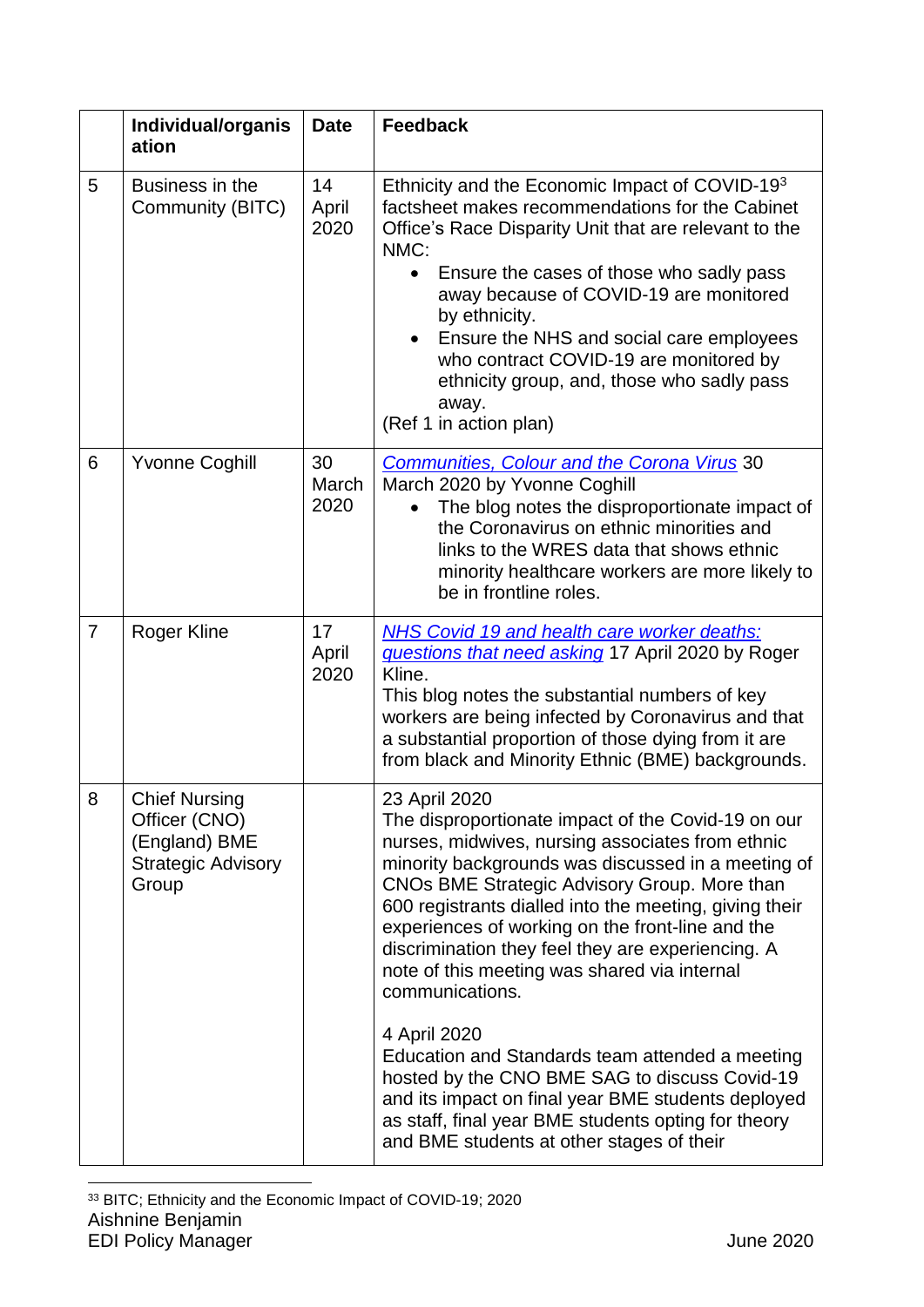| | Individual/organisation | Date | Feedback |
|---|---|---|---|
| 5 | Business in the Community (BITC) | 14 April 2020 | Ethnicity and the Economic Impact of COVID-19[3] factsheet makes recommendations for the Cabinet Office's Race Disparity Unit that are relevant to the NMC: <br>• Ensure the cases of those who sadly pass away because of COVID-19 are monitored by ethnicity. <br>• Ensure the NHS and social care employees who contract COVID-19 are monitored by ethnicity group, and, those who sadly pass away. <br>(Ref 1 in action plan) |
| 6 | Yvonne Coghill | 30 March 2020 | *Communities, Colour and the Corona Virus* 30 March 2020 by Yvonne Coghill <br>• The blog notes the disproportionate impact of the Coronavirus on ethnic minorities and links to the WRES data that shows ethnic minority healthcare workers are more likely to be in frontline roles. |
| 7 | Roger Kline | 17 April 2020 | *NHS Covid 19 and health care worker deaths: questions that need asking* 17 April 2020 by Roger Kline. <br>This blog notes the substantial numbers of key workers are being infected by Coronavirus and that a substantial proportion of those dying from it are from black and Minority Ethnic (BME) backgrounds. |
| 8 | Chief Nursing Officer (CNO) (England) BME Strategic Advisory Group | | 23 April 2020 <br>The disproportionate impact of the Covid-19 on our nurses, midwives, nursing associates from ethnic minority backgrounds was discussed in a meeting of CNOs BME Strategic Advisory Group. More than 600 registrants dialled into the meeting, giving their experiences of working on the front-line and the discrimination they feel they are experiencing. A note of this meeting was shared via internal communications. <br><br>4 April 2020 <br>Education and Standards team attended a meeting hosted by the CNO BME SAG to discuss Covid-19 and its impact on final year BME students deployed as staff, final year BME students opting for theory and BME students at other stages of their |

[33] BITC; Ethnicity and the Economic Impact of COVID-19; 2020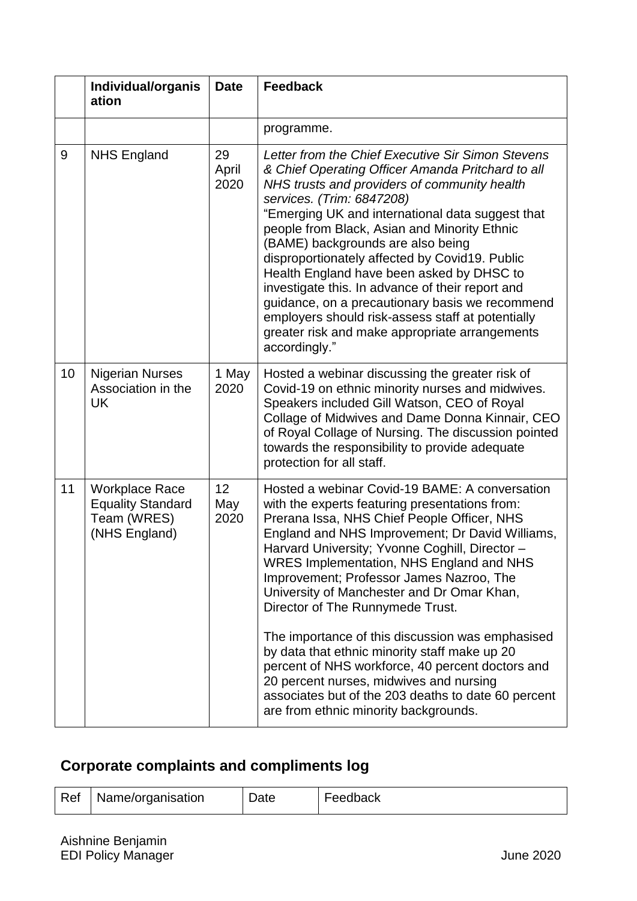| | Individual/organisation | Date | Feedback |
|---|---|---|---|
| | | | programme. |
| 9 | NHS England | 29 April 2020 | *Letter from the Chief Executive Sir Simon Stevens & Chief Operating Officer Amanda Pritchard to all NHS trusts and providers of community health services. (Trim: 6847208)* "Emerging UK and international data suggest that people from Black, Asian and Minority Ethnic (BAME) backgrounds are also being disproportionately affected by Covid19. Public Health England have been asked by DHSC to investigate this. In advance of their report and guidance, on a precautionary basis we recommend employers should risk-assess staff at potentially greater risk and make appropriate arrangements accordingly." |
| 10 | Nigerian Nurses Association in the UK | 1 May 2020 | Hosted a webinar discussing the greater risk of Covid-19 on ethnic minority nurses and midwives. Speakers included Gill Watson, CEO of Royal College of Midwives and Dame Donna Kinnair, CEO of Royal College of Nursing. The discussion pointed towards the responsibility to provide adequate protection for all staff. |
| 11 | Workplace Race Equality Standard Team (WRES) (NHS England) | 12 May 2020 | Hosted a webinar Covid-19 BAME: A conversation with the experts featuring presentations from: Prerana Issa, NHS Chief People Officer, NHS England and NHS Improvement; Dr David Williams, Harvard University; Yvonne Coghill, Director – WRES Implementation, NHS England and NHS Improvement; Professor James Nazroo, The University of Manchester and Dr Omar Khan, Director of The Runnymede Trust.<br><br>The importance of this discussion was emphasised by data that ethnic minority staff make up 20 percent of NHS workforce, 40 percent doctors and 20 percent nurses, midwives and nursing associates but of the 203 deaths to date 60 percent are from ethnic minority backgrounds. |

## Corporate complaints and compliments log

| Ref | Name/organisation | Date | Feedback |
|---|---|---|---|

Aishnine Benjamin
EDI Policy Manager

June 2020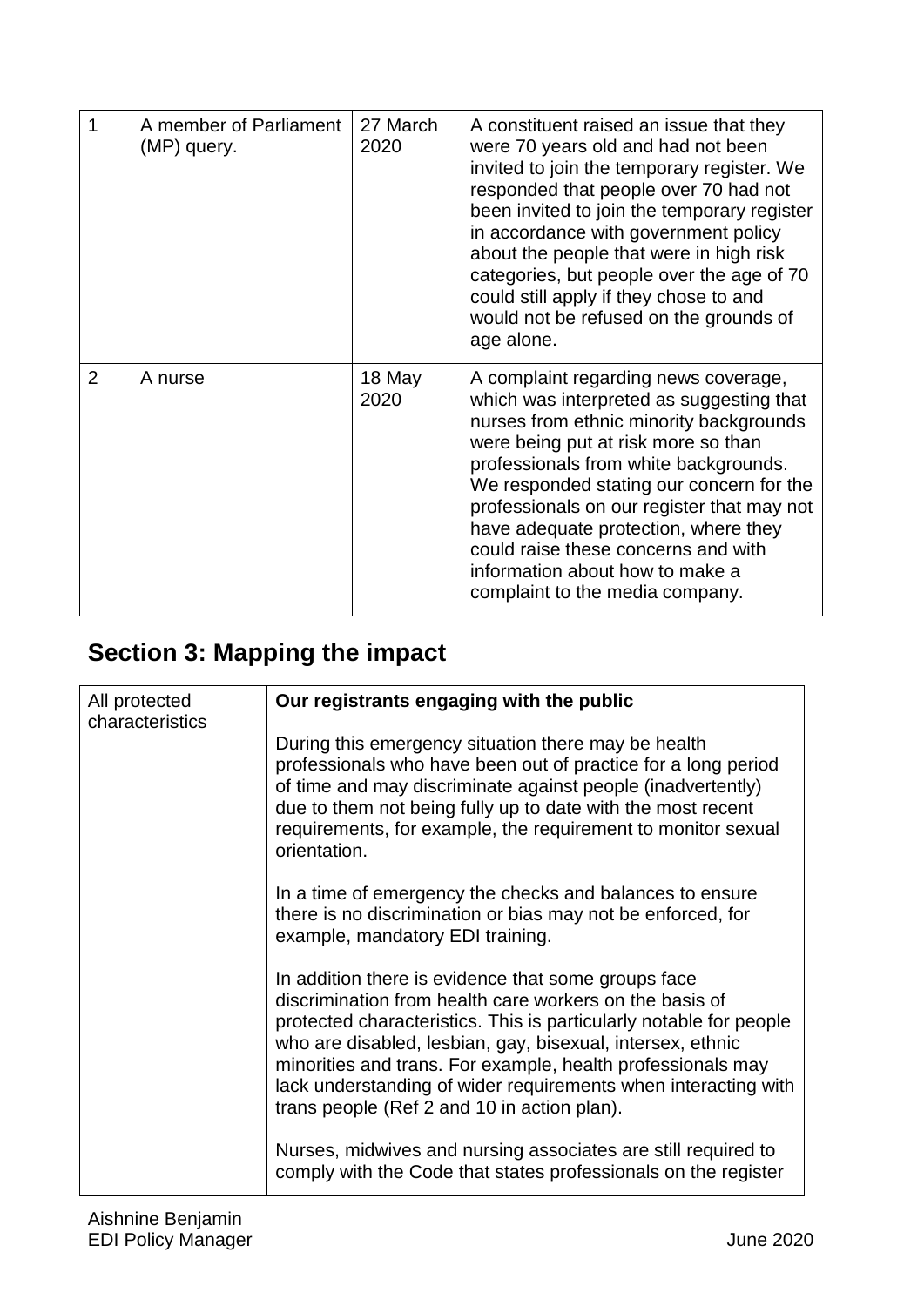| | | | |
|---|---|---|---|
| 1 | A member of Parliament (MP) query. | 27 March 2020 | A constituent raised an issue that they were 70 years old and had not been invited to join the temporary register. We responded that people over 70 had not been invited to join the temporary register in accordance with government policy about the people that were in high risk categories, but people over the age of 70 could still apply if they chose to and would not be refused on the grounds of age alone. |
| 2 | A nurse | 18 May 2020 | A complaint regarding news coverage, which was interpreted as suggesting that nurses from ethnic minority backgrounds were being put at risk more so than professionals from white backgrounds. We responded stating our concern for the professionals on our register that may not have adequate protection, where they could raise these concerns and with information about how to make a complaint to the media company. |

## Section 3: Mapping the impact

| | |
|---|---|
| All protected characteristics | **Our registrants engaging with the public**<br><br>During this emergency situation there may be health professionals who have been out of practice for a long period of time and may discriminate against people (inadvertently) due to them not being fully up to date with the most recent requirements, for example, the requirement to monitor sexual orientation.<br><br>In a time of emergency the checks and balances to ensure there is no discrimination or bias may not be enforced, for example, mandatory EDI training.<br><br>In addition there is evidence that some groups face discrimination from health care workers on the basis of protected characteristics. This is particularly notable for people who are disabled, lesbian, gay, bisexual, intersex, ethnic minorities and trans. For example, health professionals may lack understanding of wider requirements when interacting with trans people (Ref 2 and 10 in action plan).<br><br>Nurses, midwives and nursing associates are still required to comply with the Code that states professionals on the register |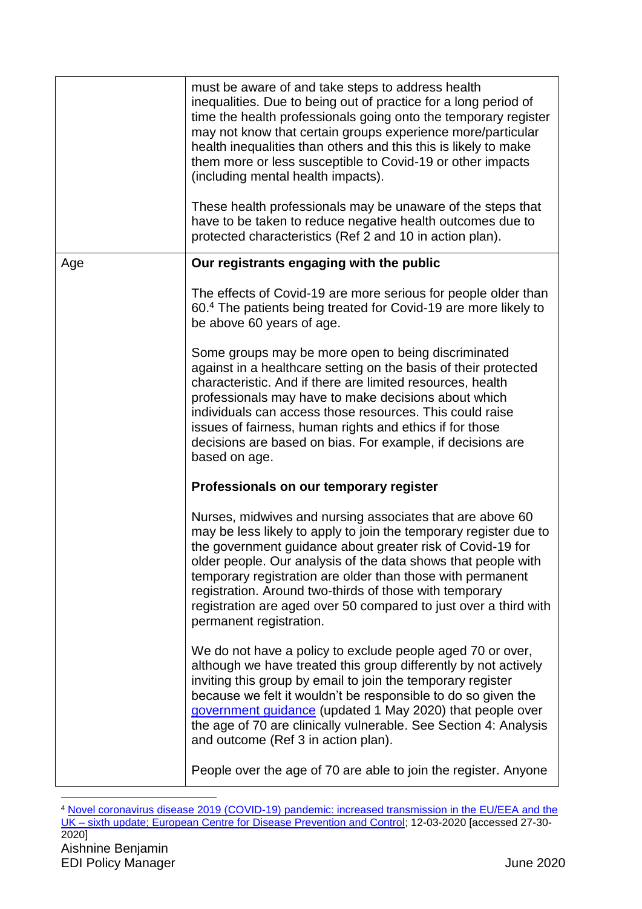| | |
|---|---|
| | must be aware of and take steps to address health inequalities. Due to being out of practice for a long period of time the health professionals going onto the temporary register may not know that certain groups experience more/particular health inequalities than others and this this is likely to make them more or less susceptible to Covid-19 or other impacts (including mental health impacts).<br><br>These health professionals may be unaware of the steps that have to be taken to reduce negative health outcomes due to protected characteristics (Ref 2 and 10 in action plan). |
| Age | **Our registrants engaging with the public**<br><br>The effects of Covid-19 are more serious for people older than 60.[4] The patients being treated for Covid-19 are more likely to be above 60 years of age.<br><br>Some groups may be more open to being discriminated against in a healthcare setting on the basis of their protected characteristic. And if there are limited resources, health professionals may have to make decisions about which individuals can access those resources. This could raise issues of fairness, human rights and ethics if for those decisions are based on bias. For example, if decisions are based on age.<br><br>**Professionals on our temporary register**<br><br>Nurses, midwives and nursing associates that are above 60 may be less likely to apply to join the temporary register due to the government guidance about greater risk of Covid-19 for older people. Our analysis of the data shows that people with temporary registration are older than those with permanent registration. Around two-thirds of those with temporary registration are aged over 50 compared to just over a third with permanent registration.<br><br>We do not have a policy to exclude people aged 70 or over, although we have treated this group differently by not actively inviting this group by email to join the temporary register because we felt it wouldn't be responsible to do so given the government guidance (updated 1 May 2020) that people over the age of 70 are clinically vulnerable. See Section 4: Analysis and outcome (Ref 3 in action plan).<br><br>People over the age of 70 are able to join the register. Anyone |

[4] Novel coronavirus disease 2019 (COVID-19) pandemic: increased transmission in the EU/EEA and the UK – sixth update; European Centre for Disease Prevention and Control; 12-03-2020 [accessed 27-30-2020]

Aishnine Benjamin
EDI Policy Manager June 2020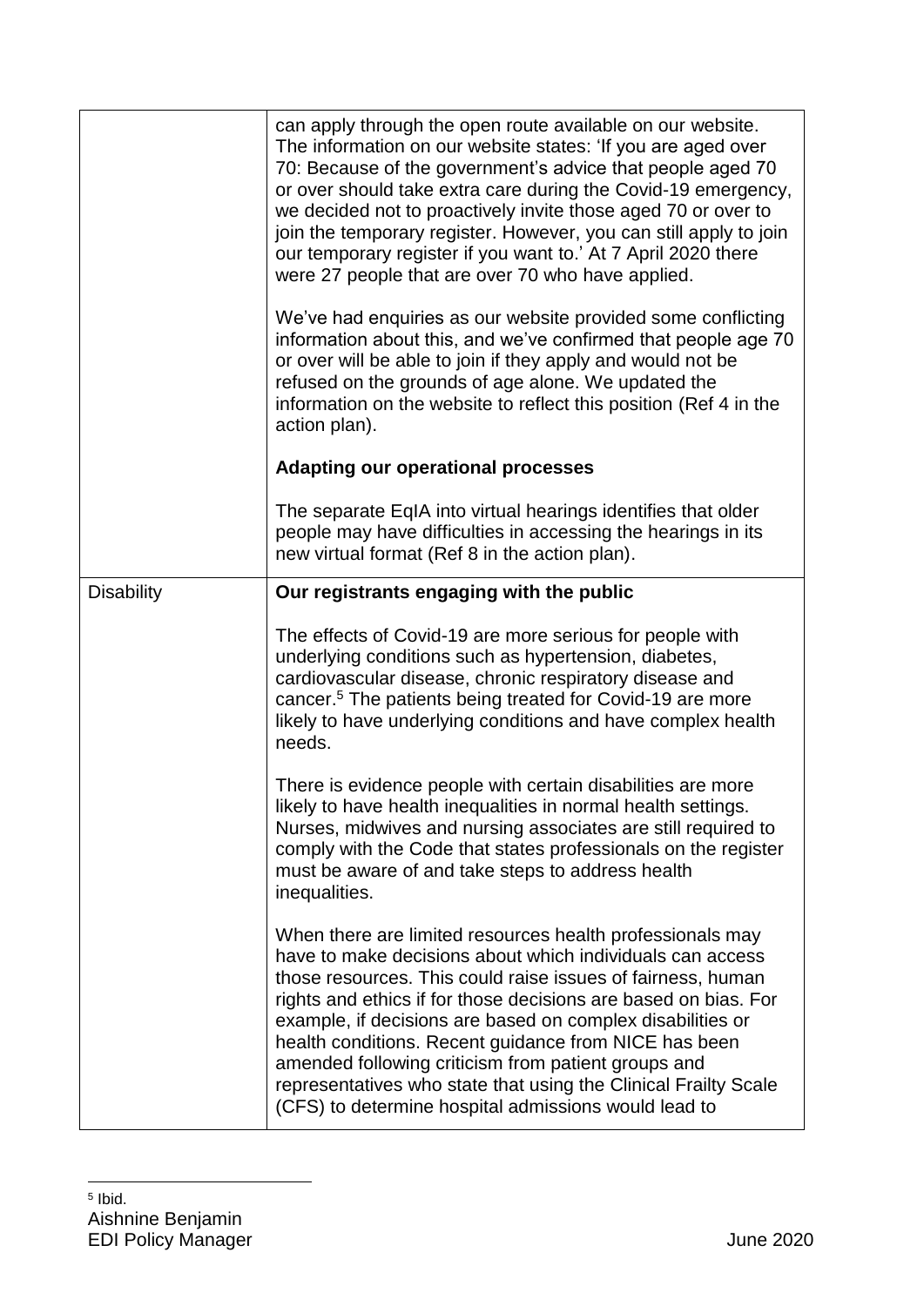| | |
|---|---|
| | can apply through the open route available on our website. The information on our website states: 'If you are aged over 70: Because of the government's advice that people aged 70 or over should take extra care during the Covid-19 emergency, we decided not to proactively invite those aged 70 or over to join the temporary register. However, you can still apply to join our temporary register if you want to.' At 7 April 2020 there were 27 people that are over 70 who have applied.<br><br>We've had enquiries as our website provided some conflicting information about this, and we've confirmed that people age 70 or over will be able to join if they apply and would not be refused on the grounds of age alone. We updated the information on the website to reflect this position (Ref 4 in the action plan).<br><br>**Adapting our operational processes**<br><br>The separate EqIA into virtual hearings identifies that older people may have difficulties in accessing the hearings in its new virtual format (Ref 8 in the action plan). |
| Disability | **Our registrants engaging with the public**<br><br>The effects of Covid-19 are more serious for people with underlying conditions such as hypertension, diabetes, cardiovascular disease, chronic respiratory disease and cancer.[5] The patients being treated for Covid-19 are more likely to have underlying conditions and have complex health needs.<br><br>There is evidence people with certain disabilities are more likely to have health inequalities in normal health settings. Nurses, midwives and nursing associates are still required to comply with the Code that states professionals on the register must be aware of and take steps to address health inequalities.<br><br>When there are limited resources health professionals may have to make decisions about which individuals can access those resources. This could raise issues of fairness, human rights and ethics if for those decisions are based on bias. For example, if decisions are based on complex disabilities or health conditions. Recent guidance from NICE has been amended following criticism from patient groups and representatives who state that using the Clinical Frailty Scale (CFS) to determine hospital admissions would lead to |

[5] Ibid.

Aishnine Benjamin
EDI Policy Manager
June 2020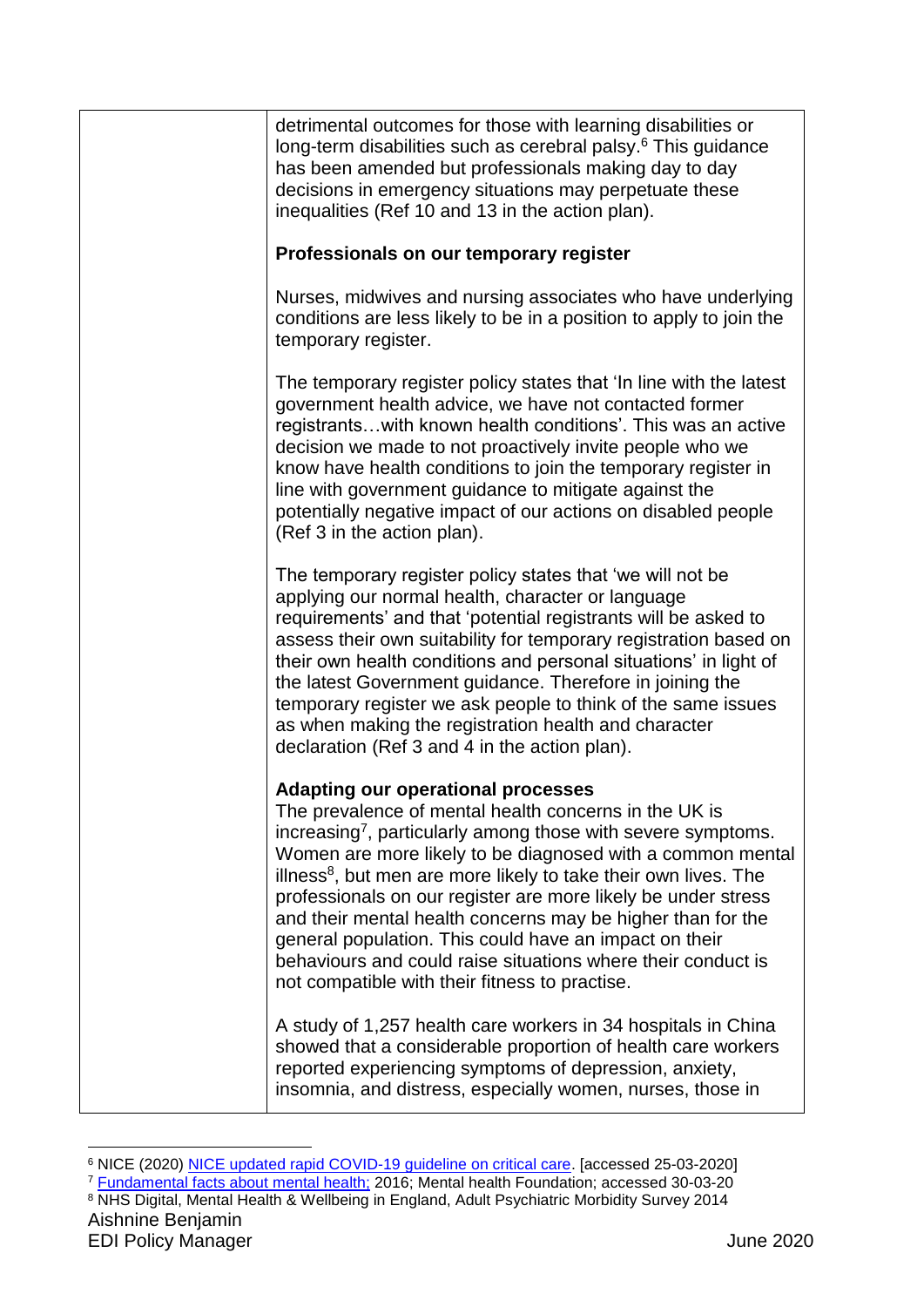| | |
|---|---|
| | detrimental outcomes for those with learning disabilities or long-term disabilities such as cerebral palsy.[6] This guidance has been amended but professionals making day to day decisions in emergency situations may perpetuate these inequalities (Ref 10 and 13 in the action plan).<br><br>**Professionals on our temporary register**<br><br>Nurses, midwives and nursing associates who have underlying conditions are less likely to be in a position to apply to join the temporary register.<br><br>The temporary register policy states that 'In line with the latest government health advice, we have not contacted former registrants…with known health conditions'. This was an active decision we made to not proactively invite people who we know have health conditions to join the temporary register in line with government guidance to mitigate against the potentially negative impact of our actions on disabled people (Ref 3 in the action plan).<br><br>The temporary register policy states that 'we will not be applying our normal health, character or language requirements' and that 'potential registrants will be asked to assess their own suitability for temporary registration based on their own health conditions and personal situations' in light of the latest Government guidance. Therefore in joining the temporary register we ask people to think of the same issues as when making the registration health and character declaration (Ref 3 and 4 in the action plan).<br><br>**Adapting our operational processes**<br>The prevalence of mental health concerns in the UK is increasing[7], particularly among those with severe symptoms. Women are more likely to be diagnosed with a common mental illness[8], but men are more likely to take their own lives. The professionals on our register are more likely be under stress and their mental health concerns may be higher than for the general population. This could have an impact on their behaviours and could raise situations where their conduct is not compatible with their fitness to practise.<br><br>A study of 1,257 health care workers in 34 hospitals in China showed that a considerable proportion of health care workers reported experiencing symptoms of depression, anxiety, insomnia, and distress, especially women, nurses, those in |

[6] NICE (2020) NICE updated rapid COVID-19 guideline on critical care. [accessed 25-03-2020]

[7] Fundamental facts about mental health; 2016; Mental health Foundation; accessed 30-03-20

[8] NHS Digital, Mental Health & Wellbeing in England, Adult Psychiatric Morbidity Survey 2014

Aishnine Benjamin
EDI Policy Manager
June 2020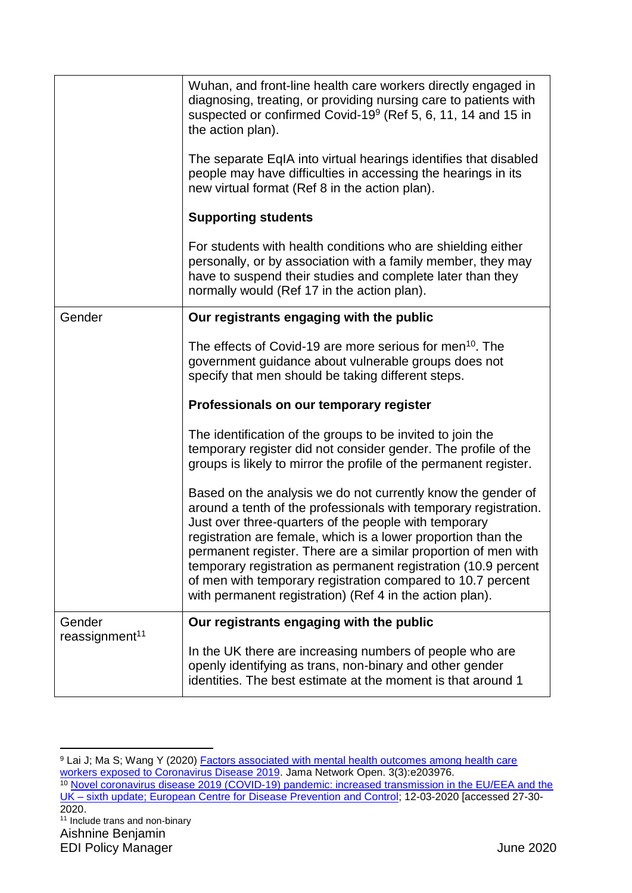| | |
|---|---|
| | Wuhan, and front-line health care workers directly engaged in diagnosing, treating, or providing nursing care to patients with suspected or confirmed Covid-19[9] (Ref 5, 6, 11, 14 and 15 in the action plan).<br><br>The separate EqIA into virtual hearings identifies that disabled people may have difficulties in accessing the hearings in its new virtual format (Ref 8 in the action plan).<br><br>**Supporting students**<br><br>For students with health conditions who are shielding either personally, or by association with a family member, they may have to suspend their studies and complete later than they normally would (Ref 17 in the action plan). |
| Gender | **Our registrants engaging with the public**<br><br>The effects of Covid-19 are more serious for men[10]. The government guidance about vulnerable groups does not specify that men should be taking different steps.<br><br>**Professionals on our temporary register**<br><br>The identification of the groups to be invited to join the temporary register did not consider gender. The profile of the groups is likely to mirror the profile of the permanent register.<br><br>Based on the analysis we do not currently know the gender of around a tenth of the professionals with temporary registration. Just over three-quarters of the people with temporary registration are female, which is a lower proportion than the permanent register. There are a similar proportion of men with temporary registration as permanent registration (10.9 percent of men with temporary registration compared to 10.7 percent with permanent registration) (Ref 4 in the action plan). |
| Gender reassignment[11] | **Our registrants engaging with the public**<br><br>In the UK there are increasing numbers of people who are openly identifying as trans, non-binary and other gender identities. The best estimate at the moment is that around 1 |

[9] Lai J; Ma S; Wang Y (2020) Factors associated with mental health outcomes among health care workers exposed to Coronavirus Disease 2019. Jama Network Open. 3(3):e203976.

[10] Novel coronavirus disease 2019 (COVID-19) pandemic: increased transmission in the EU/EEA and the UK – sixth update; European Centre for Disease Prevention and Control; 12-03-2020 [accessed 27-30-2020.

[11] Include trans and non-binary

Aishnine Benjamin
EDI Policy Manager June 2020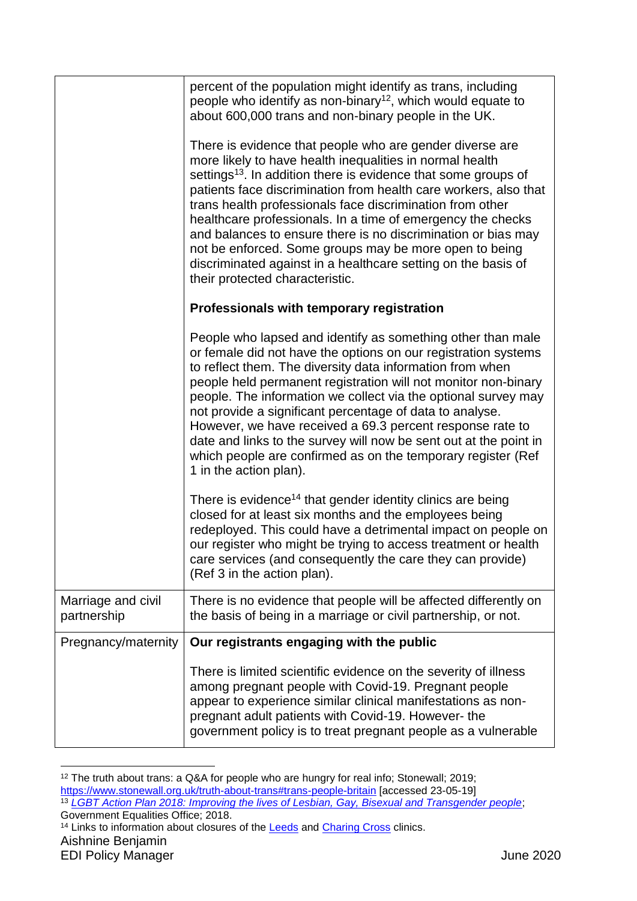| | |
|---|---|
| | percent of the population might identify as trans, including people who identify as non-binary[12], which would equate to about 600,000 trans and non-binary people in the UK.<br><br>There is evidence that people who are gender diverse are more likely to have health inequalities in normal health settings[13]. In addition there is evidence that some groups of patients face discrimination from health care workers, also that trans health professionals face discrimination from other healthcare professionals. In a time of emergency the checks and balances to ensure there is no discrimination or bias may not be enforced. Some groups may be more open to being discriminated against in a healthcare setting on the basis of their protected characteristic.<br><br>**Professionals with temporary registration**<br><br>People who lapsed and identify as something other than male or female did not have the options on our registration systems to reflect them. The diversity data information from when people held permanent registration will not monitor non-binary people. The information we collect via the optional survey may not provide a significant percentage of data to analyse. However, we have received a 69.3 percent response rate to date and links to the survey will now be sent out at the point in which people are confirmed as on the temporary register (Ref 1 in the action plan).<br><br>There is evidence[14] that gender identity clinics are being closed for at least six months and the employees being redeployed. This could have a detrimental impact on people on our register who might be trying to access treatment or health care services (and consequently the care they can provide) (Ref 3 in the action plan). |
| Marriage and civil partnership | There is no evidence that people will be affected differently on the basis of being in a marriage or civil partnership, or not. |
| Pregnancy/maternity | **Our registrants engaging with the public**<br><br>There is limited scientific evidence on the severity of illness among pregnant people with Covid-19. Pregnant people appear to experience similar clinical manifestations as non-pregnant adult patients with Covid-19. However- the government policy is to treat pregnant people as a vulnerable |

[12] The truth about trans: a Q&A for people who are hungry for real info; Stonewall; 2019; https://www.stonewall.org.uk/truth-about-trans#trans-people-britain [accessed 23-05-19]

[13] *LGBT Action Plan 2018: Improving the lives of Lesbian, Gay, Bisexual and Transgender people*; Government Equalities Office; 2018.

[14] Links to information about closures of the Leeds and Charing Cross clinics.

Aishnine Benjamin
EDI Policy Manager
June 2020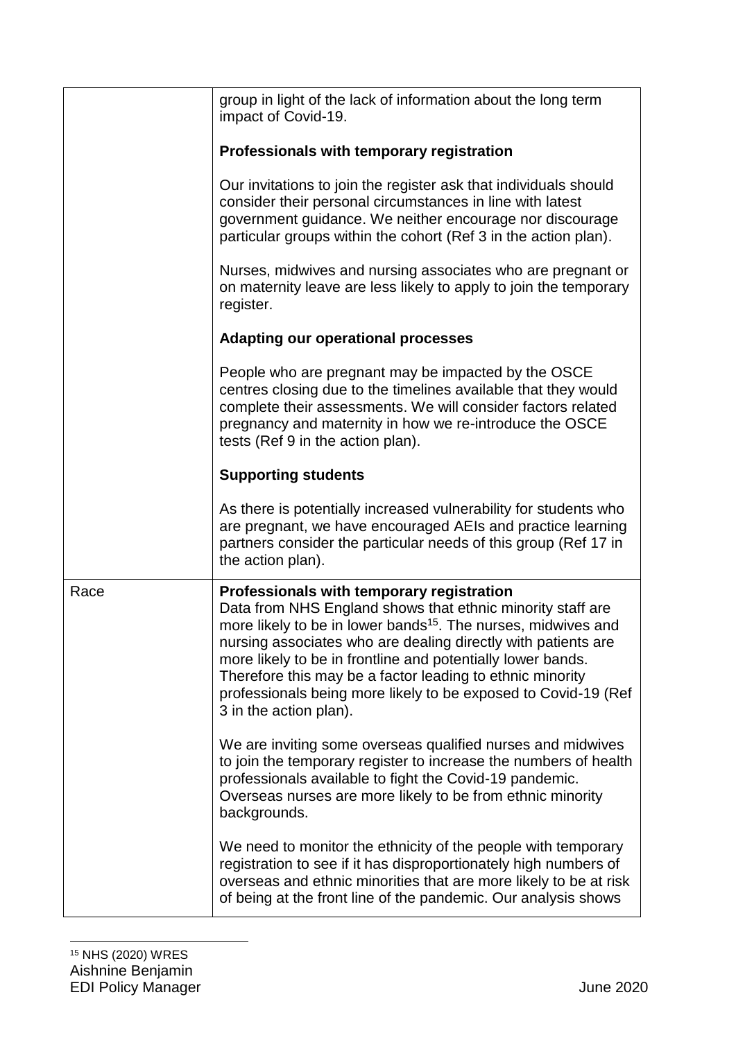| | |
|---|---|
| | group in light of the lack of information about the long term impact of Covid-19.<br><br>**Professionals with temporary registration**<br><br>Our invitations to join the register ask that individuals should consider their personal circumstances in line with latest government guidance. We neither encourage nor discourage particular groups within the cohort (Ref 3 in the action plan).<br><br>Nurses, midwives and nursing associates who are pregnant or on maternity leave are less likely to apply to join the temporary register.<br><br>**Adapting our operational processes**<br><br>People who are pregnant may be impacted by the OSCE centres closing due to the timelines available that they would complete their assessments. We will consider factors related pregnancy and maternity in how we re-introduce the OSCE tests (Ref 9 in the action plan).<br><br>**Supporting students**<br><br>As there is potentially increased vulnerability for students who are pregnant, we have encouraged AEIs and practice learning partners consider the particular needs of this group (Ref 17 in the action plan). |
| Race | **Professionals with temporary registration**<br>Data from NHS England shows that ethnic minority staff are more likely to be in lower bands[15]. The nurses, midwives and nursing associates who are dealing directly with patients are more likely to be in frontline and potentially lower bands. Therefore this may be a factor leading to ethnic minority professionals being more likely to be exposed to Covid-19 (Ref 3 in the action plan).<br><br>We are inviting some overseas qualified nurses and midwives to join the temporary register to increase the numbers of health professionals available to fight the Covid-19 pandemic. Overseas nurses are more likely to be from ethnic minority backgrounds.<br><br>We need to monitor the ethnicity of the people with temporary registration to see if it has disproportionately high numbers of overseas and ethnic minorities that are more likely to be at risk of being at the front line of the pandemic. Our analysis shows |

[15] NHS (2020) WRES

Aishnine Benjamin
EDI Policy Manager
June 2020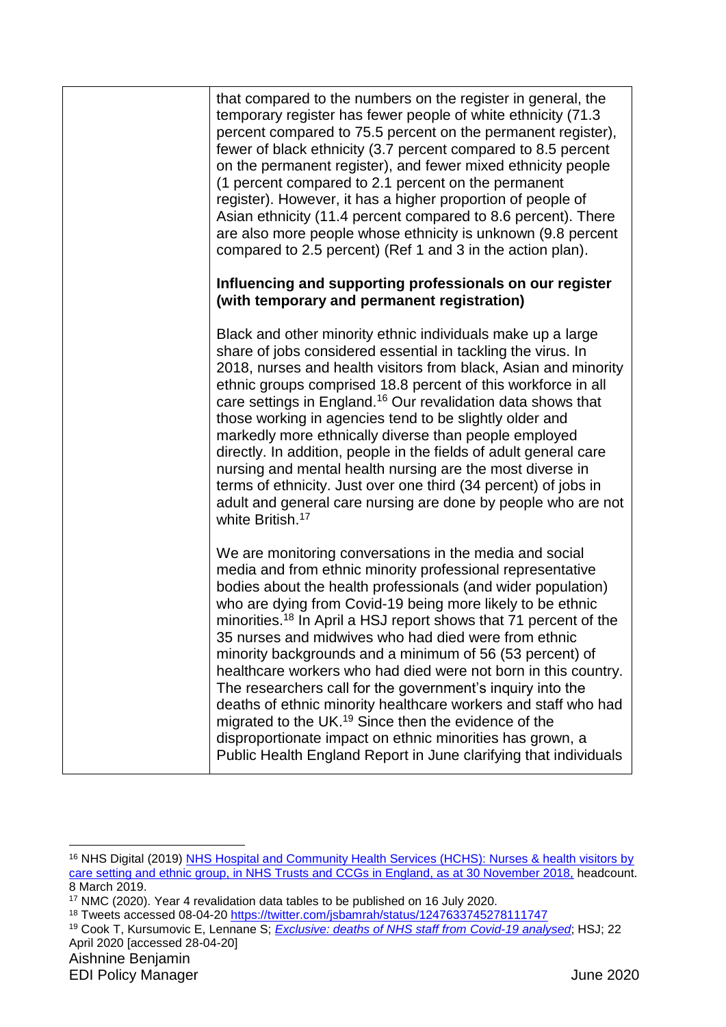| | that compared to the numbers on the register in general, the temporary register has fewer people of white ethnicity (71.3 percent compared to 75.5 percent on the permanent register), fewer of black ethnicity (3.7 percent compared to 8.5 percent on the permanent register), and fewer mixed ethnicity people (1 percent compared to 2.1 percent on the permanent register). However, it has a higher proportion of people of Asian ethnicity (11.4 percent compared to 8.6 percent). There are also more people whose ethnicity is unknown (9.8 percent compared to 2.5 percent) (Ref 1 and 3 in the action plan).<br><br>**Influencing and supporting professionals on our register (with temporary and permanent registration)**<br><br>Black and other minority ethnic individuals make up a large share of jobs considered essential in tackling the virus. In 2018, nurses and health visitors from black, Asian and minority ethnic groups comprised 18.8 percent of this workforce in all care settings in England.[16] Our revalidation data shows that those working in agencies tend to be slightly older and markedly more ethnically diverse than people employed directly. In addition, people in the fields of adult general care nursing and mental health nursing are the most diverse in terms of ethnicity. Just over one third (34 percent) of jobs in adult and general care nursing are done by people who are not white British.[17]<br><br>We are monitoring conversations in the media and social media and from ethnic minority professional representative bodies about the health professionals (and wider population) who are dying from Covid-19 being more likely to be ethnic minorities.[18] In April a HSJ report shows that 71 percent of the 35 nurses and midwives who had died were from ethnic minority backgrounds and a minimum of 56 (53 percent) of healthcare workers who had died were not born in this country. The researchers call for the government's inquiry into the deaths of ethnic minority healthcare workers and staff who had migrated to the UK.[19] Since then the evidence of the disproportionate impact on ethnic minorities has grown, a Public Health England Report in June clarifying that individuals |
|---|---|

[16] NHS Digital (2019) NHS Hospital and Community Health Services (HCHS): Nurses & health visitors by care setting and ethnic group, in NHS Trusts and CCGs in England, as at 30 November 2018, headcount. 8 March 2019.

[17] NMC (2020). Year 4 revalidation data tables to be published on 16 July 2020.

[18] Tweets accessed 08-04-20 https://twitter.com/jsbamrah/status/1247633745278111747

[19] Cook T, Kursumovic E, Lennane S; *Exclusive: deaths of NHS staff from Covid-19 analysed*; HSJ; 22 April 2020 [accessed 28-04-20]

Aishnine Benjamin
EDI Policy Manager

June 2020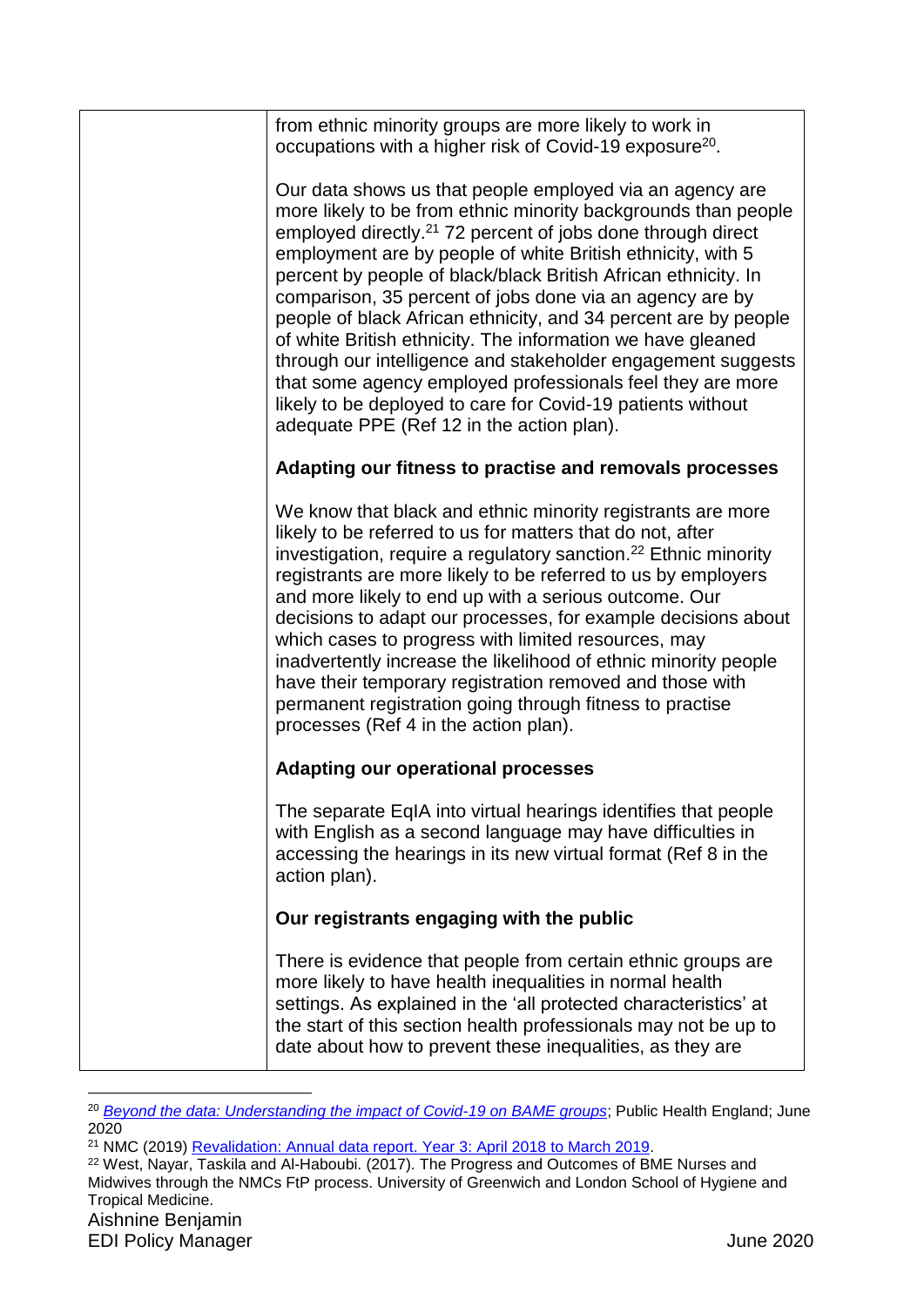| | |
|---|---|
| | from ethnic minority groups are more likely to work in occupations with a higher risk of Covid-19 exposure[20].<br><br>Our data shows us that people employed via an agency are more likely to be from ethnic minority backgrounds than people employed directly.[21] 72 percent of jobs done through direct employment are by people of white British ethnicity, with 5 percent by people of black/black British African ethnicity. In comparison, 35 percent of jobs done via an agency are by people of black African ethnicity, and 34 percent are by people of white British ethnicity. The information we have gleaned through our intelligence and stakeholder engagement suggests that some agency employed professionals feel they are more likely to be deployed to care for Covid-19 patients without adequate PPE (Ref 12 in the action plan).<br><br>**Adapting our fitness to practise and removals processes**<br><br>We know that black and ethnic minority registrants are more likely to be referred to us for matters that do not, after investigation, require a regulatory sanction.[22] Ethnic minority registrants are more likely to be referred to us by employers and more likely to end up with a serious outcome. Our decisions to adapt our processes, for example decisions about which cases to progress with limited resources, may inadvertently increase the likelihood of ethnic minority people have their temporary registration removed and those with permanent registration going through fitness to practise processes (Ref 4 in the action plan).<br><br>**Adapting our operational processes**<br><br>The separate EqIA into virtual hearings identifies that people with English as a second language may have difficulties in accessing the hearings in its new virtual format (Ref 8 in the action plan).<br><br>**Our registrants engaging with the public**<br><br>There is evidence that people from certain ethnic groups are more likely to have health inequalities in normal health settings. As explained in the 'all protected characteristics' at the start of this section health professionals may not be up to date about how to prevent these inequalities, as they are |

[20] *Beyond the data: Understanding the impact of Covid-19 on BAME groups*; Public Health England; June 2020

[21] NMC (2019) Revalidation: Annual data report. Year 3: April 2018 to March 2019.

[22] West, Nayar, Taskila and Al-Haboubi. (2017). The Progress and Outcomes of BME Nurses and Midwives through the NMCs FtP process. University of Greenwich and London School of Hygiene and Tropical Medicine.

Aishnine Benjamin
EDI Policy Manager June 2020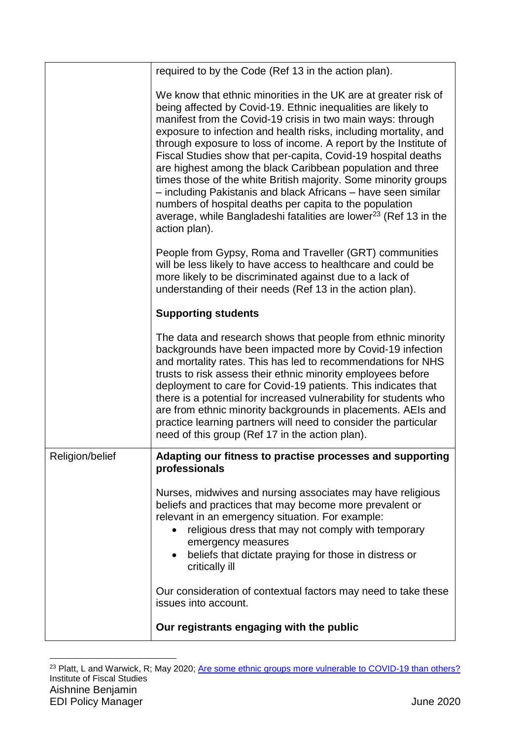| | |
|---|---|
| | required to by the Code (Ref 13 in the action plan).<br><br>We know that ethnic minorities in the UK are at greater risk of being affected by Covid-19. Ethnic inequalities are likely to manifest from the Covid-19 crisis in two main ways: through exposure to infection and health risks, including mortality, and through exposure to loss of income. A report by the Institute of Fiscal Studies show that per-capita, Covid-19 hospital deaths are highest among the black Caribbean population and three times those of the white British majority. Some minority groups – including Pakistanis and black Africans – have seen similar numbers of hospital deaths per capita to the population average, while Bangladeshi fatalities are lower[23] (Ref 13 in the action plan).<br><br>People from Gypsy, Roma and Traveller (GRT) communities will be less likely to have access to healthcare and could be more likely to be discriminated against due to a lack of understanding of their needs (Ref 13 in the action plan).<br><br>**Supporting students**<br><br>The data and research shows that people from ethnic minority backgrounds have been impacted more by Covid-19 infection and mortality rates. This has led to recommendations for NHS trusts to risk assess their ethnic minority employees before deployment to care for Covid-19 patients. This indicates that there is a potential for increased vulnerability for students who are from ethnic minority backgrounds in placements. AEIs and practice learning partners will need to consider the particular need of this group (Ref 17 in the action plan). |
| Religion/belief | **Adapting our fitness to practise processes and supporting professionals**<br><br>Nurses, midwives and nursing associates may have religious beliefs and practices that may become more prevalent or relevant in an emergency situation. For example:<br>• religious dress that may not comply with temporary emergency measures<br>• beliefs that dictate praying for those in distress or critically ill<br><br>Our consideration of contextual factors may need to take these issues into account.<br><br>**Our registrants engaging with the public** |

[23] Platt, L and Warwick, R; May 2020; Are some ethnic groups more vulnerable to COVID-19 than others? Institute of Fiscal Studies

Aishnine Benjamin
EDI Policy Manager
June 2020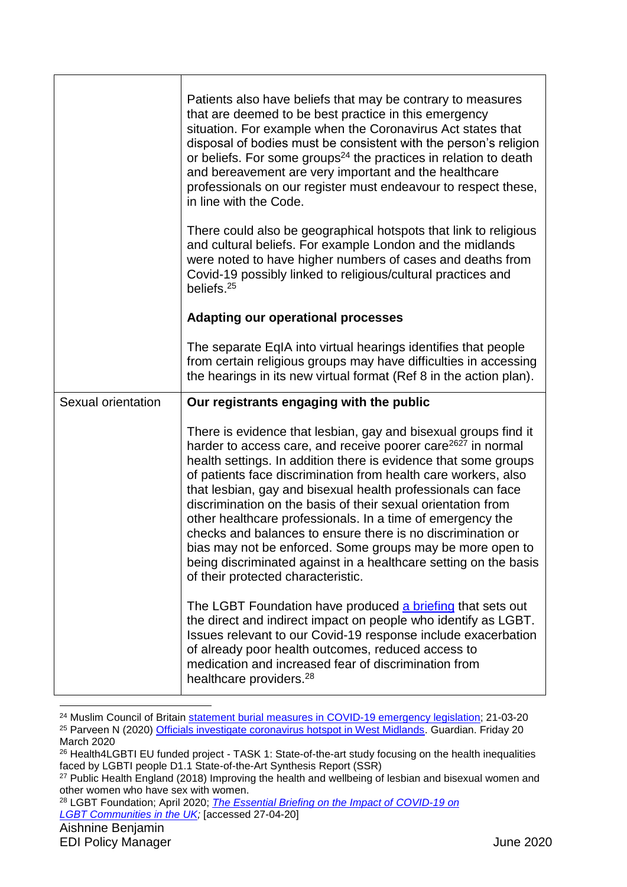| | |
|---|---|
| | Patients also have beliefs that may be contrary to measures that are deemed to be best practice in this emergency situation. For example when the Coronavirus Act states that disposal of bodies must be consistent with the person's religion or beliefs. For some groups[24] the practices in relation to death and bereavement are very important and the healthcare professionals on our register must endeavour to respect these, in line with the Code.<br><br>There could also be geographical hotspots that link to religious and cultural beliefs. For example London and the midlands were noted to have higher numbers of cases and deaths from Covid-19 possibly linked to religious/cultural practices and beliefs.[25]<br><br>**Adapting our operational processes**<br><br>The separate EqIA into virtual hearings identifies that people from certain religious groups may have difficulties in accessing the hearings in its new virtual format (Ref 8 in the action plan). |
| Sexual orientation | **Our registrants engaging with the public**<br><br>There is evidence that lesbian, gay and bisexual groups find it harder to access care, and receive poorer care[26][27] in normal health settings. In addition there is evidence that some groups of patients face discrimination from health care workers, also that lesbian, gay and bisexual health professionals can face discrimination on the basis of their sexual orientation from other healthcare professionals. In a time of emergency the checks and balances to ensure there is no discrimination or bias may not be enforced. Some groups may be more open to being discriminated against in a healthcare setting on the basis of their protected characteristic.<br><br>The LGBT Foundation have produced a briefing that sets out the direct and indirect impact on people who identify as LGBT. Issues relevant to our Covid-19 response include exacerbation of already poor health outcomes, reduced access to medication and increased fear of discrimination from healthcare providers.[28] |

[24] Muslim Council of Britain statement burial measures in COVID-19 emergency legislation; 21-03-20

[25] Parveen N (2020) Officials investigate coronavirus hotspot in West Midlands. Guardian. Friday 20 March 2020

[26] Health4LGBTI EU funded project - TASK 1: State-of-the-art study focusing on the health inequalities faced by LGBTI people D1.1 State-of-the-Art Synthesis Report (SSR)

[27] Public Health England (2018) Improving the health and wellbeing of lesbian and bisexual women and other women who have sex with women.

[28] LGBT Foundation; April 2020; *The Essential Briefing on the Impact of COVID-19 on LGBT Communities in the UK;* [accessed 27-04-20]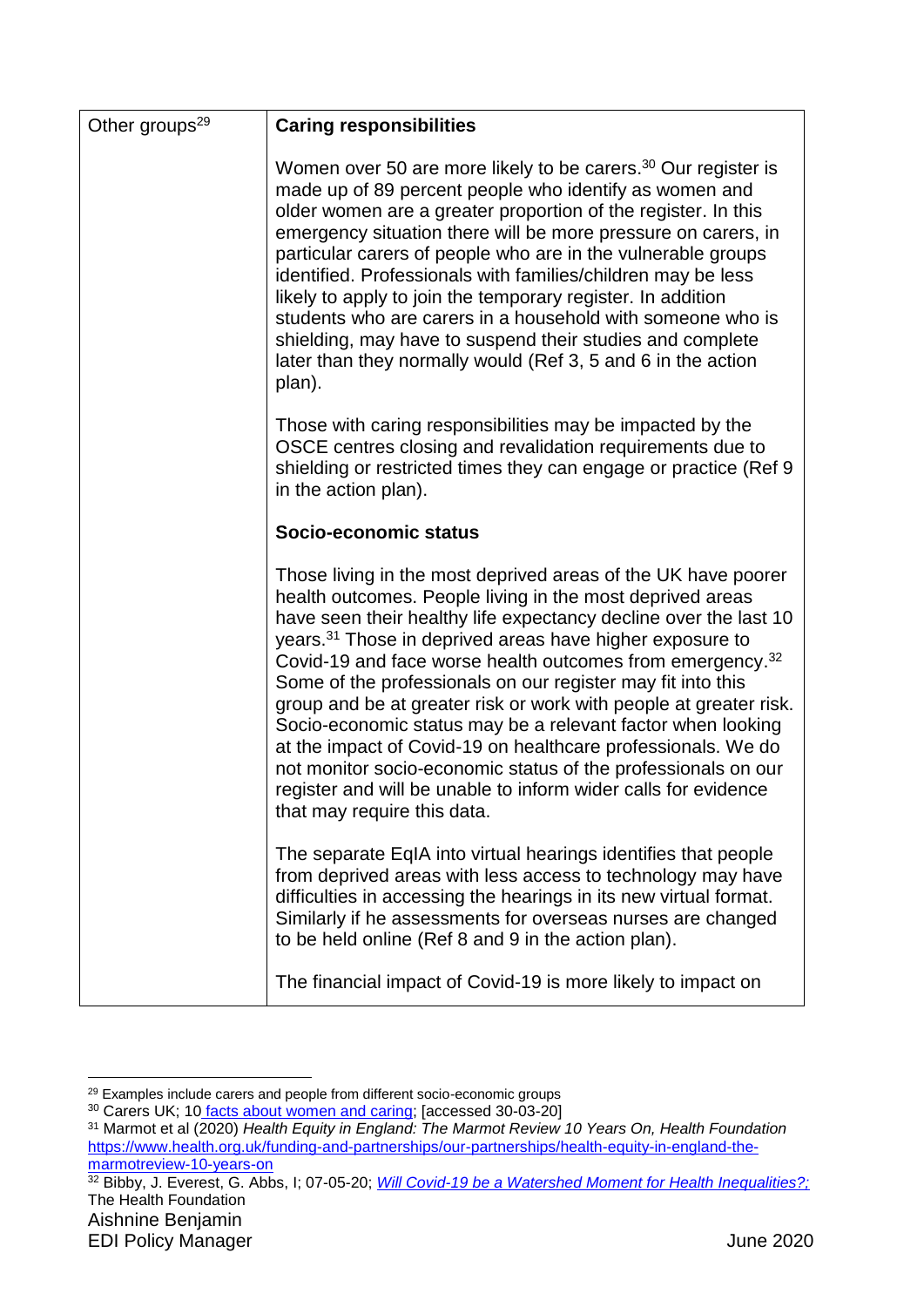| Other groups[29] | **Caring responsibilities**<br><br>Women over 50 are more likely to be carers.[30] Our register is made up of 89 percent people who identify as women and older women are a greater proportion of the register. In this emergency situation there will be more pressure on carers, in particular carers of people who are in the vulnerable groups identified. Professionals with families/children may be less likely to apply to join the temporary register. In addition students who are carers in a household with someone who is shielding, may have to suspend their studies and complete later than they normally would (Ref 3, 5 and 6 in the action plan).<br><br>Those with caring responsibilities may be impacted by the OSCE centres closing and revalidation requirements due to shielding or restricted times they can engage or practice (Ref 9 in the action plan).<br><br>**Socio-economic status**<br><br>Those living in the most deprived areas of the UK have poorer health outcomes. People living in the most deprived areas have seen their healthy life expectancy decline over the last 10 years.[31] Those in deprived areas have higher exposure to Covid-19 and face worse health outcomes from emergency.[32] Some of the professionals on our register may fit into this group and be at greater risk or work with people at greater risk. Socio-economic status may be a relevant factor when looking at the impact of Covid-19 on healthcare professionals. We do not monitor socio-economic status of the professionals on our register and will be unable to inform wider calls for evidence that may require this data.<br><br>The separate EqIA into virtual hearings identifies that people from deprived areas with less access to technology may have difficulties in accessing the hearings in its new virtual format. Similarly if he assessments for overseas nurses are changed to be held online (Ref 8 and 9 in the action plan).<br><br>The financial impact of Covid-19 is more likely to impact on |
|---|---|

[29] Examples include carers and people from different socio-economic groups

[30] Carers UK; 10 facts about women and caring; [accessed 30-03-20]

[31] Marmot et al (2020) *Health Equity in England: The Marmot Review 10 Years On, Health Foundation* https://www.health.org.uk/funding-and-partnerships/our-partnerships/health-equity-in-england-the-marmotreview-10-years-on

[32] Bibby, J. Everest, G. Abbs, I; 07-05-20; *Will Covid-19 be a Watershed Moment for Health Inequalities?;* The Health Foundation

Aishnine Benjamin
EDI Policy Manager
June 2020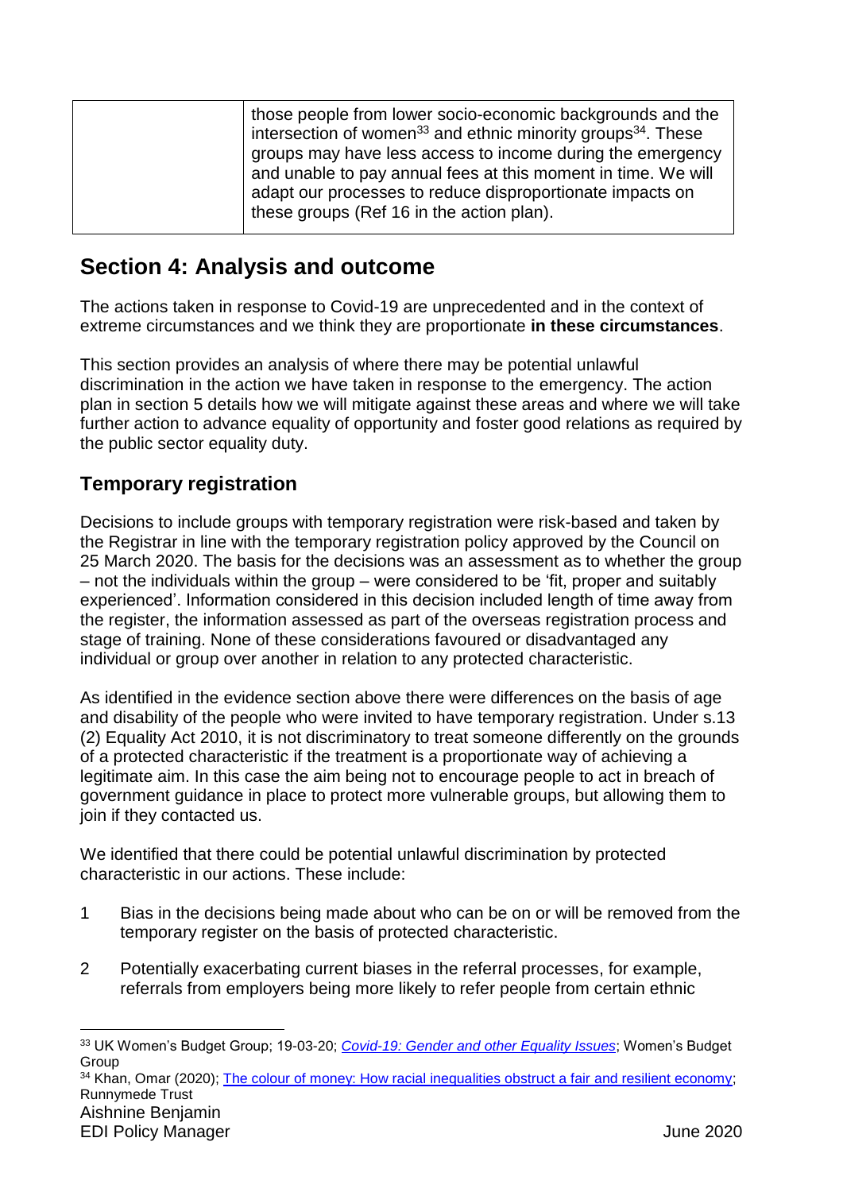| | those people from lower socio-economic backgrounds and the intersection of women[33] and ethnic minority groups[34]. These groups may have less access to income during the emergency and unable to pay annual fees at this moment in time. We will adapt our processes to reduce disproportionate impacts on these groups (Ref 16 in the action plan). |
|---|---|

## Section 4: Analysis and outcome

The actions taken in response to Covid-19 are unprecedented and in the context of extreme circumstances and we think they are proportionate **in these circumstances**.

This section provides an analysis of where there may be potential unlawful discrimination in the action we have taken in response to the emergency. The action plan in section 5 details how we will mitigate against these areas and where we will take further action to advance equality of opportunity and foster good relations as required by the public sector equality duty.

### Temporary registration

Decisions to include groups with temporary registration were risk-based and taken by the Registrar in line with the temporary registration policy approved by the Council on 25 March 2020. The basis for the decisions was an assessment as to whether the group – not the individuals within the group – were considered to be 'fit, proper and suitably experienced'. Information considered in this decision included length of time away from the register, the information assessed as part of the overseas registration process and stage of training. None of these considerations favoured or disadvantaged any individual or group over another in relation to any protected characteristic.

As identified in the evidence section above there were differences on the basis of age and disability of the people who were invited to have temporary registration. Under s.13 (2) Equality Act 2010, it is not discriminatory to treat someone differently on the grounds of a protected characteristic if the treatment is a proportionate way of achieving a legitimate aim. In this case the aim being not to encourage people to act in breach of government guidance in place to protect more vulnerable groups, but allowing them to join if they contacted us.

We identified that there could be potential unlawful discrimination by protected characteristic in our actions. These include:

1. Bias in the decisions being made about who can be on or will be removed from the temporary register on the basis of protected characteristic.
2. Potentially exacerbating current biases in the referral processes, for example, referrals from employers being more likely to refer people from certain ethnic

---

[33] UK Women's Budget Group; 19-03-20; *Covid-19: Gender and other Equality Issues*; Women's Budget Group

[34] Khan, Omar (2020); The colour of money: How racial inequalities obstruct a fair and resilient economy; Runnymede Trust

Aishnine Benjamin
EDI Policy Manager June 2020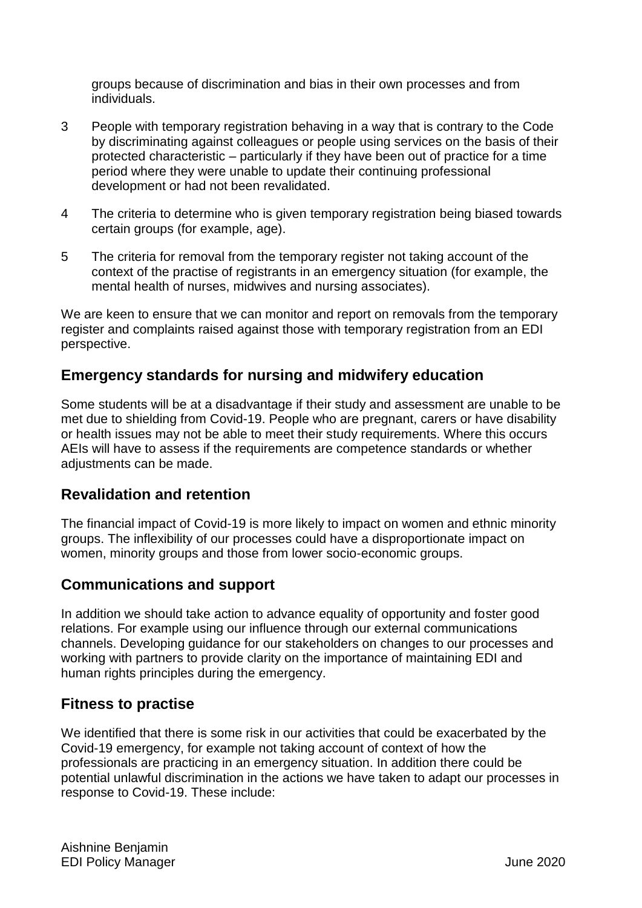groups because of discrimination and bias in their own processes and from individuals.

3 People with temporary registration behaving in a way that is contrary to the Code by discriminating against colleagues or people using services on the basis of their protected characteristic – particularly if they have been out of practice for a time period where they were unable to update their continuing professional development or had not been revalidated.

4 The criteria to determine who is given temporary registration being biased towards certain groups (for example, age).

5 The criteria for removal from the temporary register not taking account of the context of the practise of registrants in an emergency situation (for example, the mental health of nurses, midwives and nursing associates).

We are keen to ensure that we can monitor and report on removals from the temporary register and complaints raised against those with temporary registration from an EDI perspective.

## Emergency standards for nursing and midwifery education

Some students will be at a disadvantage if their study and assessment are unable to be met due to shielding from Covid-19. People who are pregnant, carers or have disability or health issues may not be able to meet their study requirements. Where this occurs AEIs will have to assess if the requirements are competence standards or whether adjustments can be made.

## Revalidation and retention

The financial impact of Covid-19 is more likely to impact on women and ethnic minority groups. The inflexibility of our processes could have a disproportionate impact on women, minority groups and those from lower socio-economic groups.

## Communications and support

In addition we should take action to advance equality of opportunity and foster good relations. For example using our influence through our external communications channels. Developing guidance for our stakeholders on changes to our processes and working with partners to provide clarity on the importance of maintaining EDI and human rights principles during the emergency.

## Fitness to practise

We identified that there is some risk in our activities that could be exacerbated by the Covid-19 emergency, for example not taking account of context of how the professionals are practicing in an emergency situation. In addition there could be potential unlawful discrimination in the actions we have taken to adapt our processes in response to Covid-19. These include:

Aishnine Benjamin
EDI Policy Manager June 2020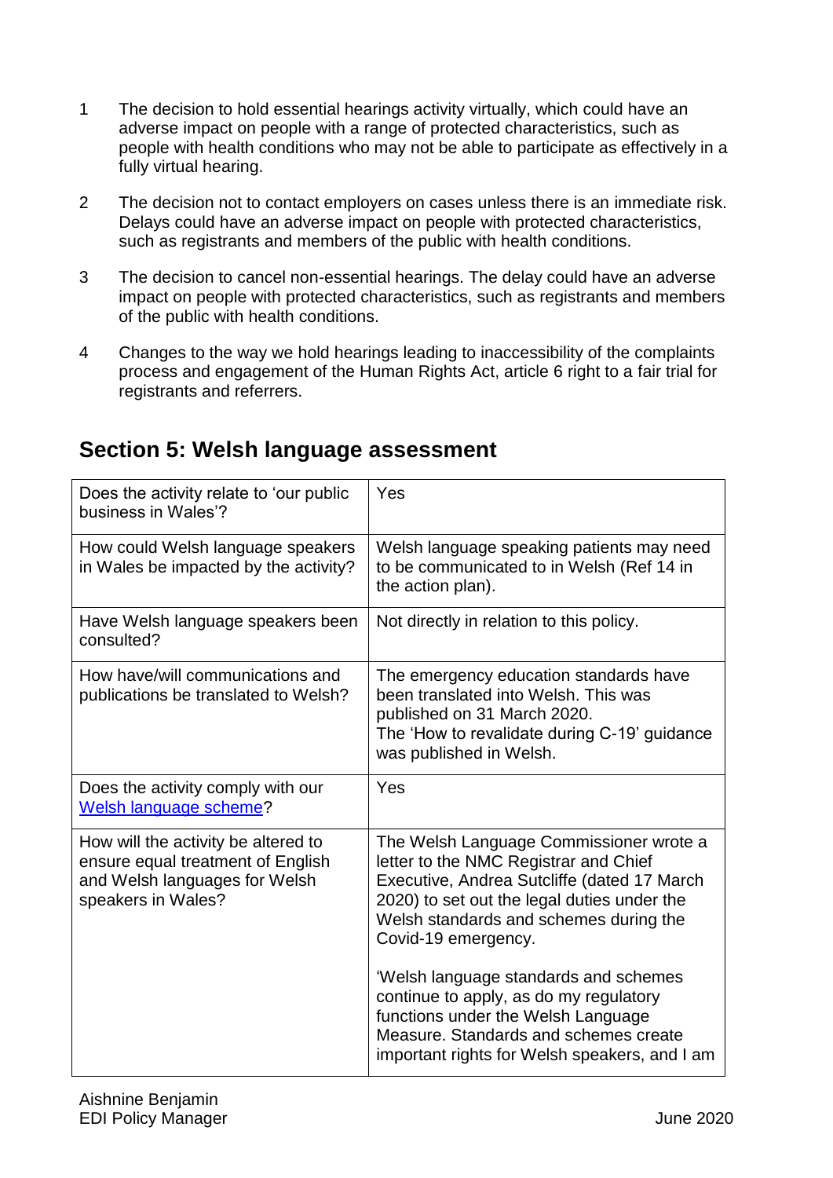1. The decision to hold essential hearings activity virtually, which could have an adverse impact on people with a range of protected characteristics, such as people with health conditions who may not be able to participate as effectively in a fully virtual hearing.

2. The decision not to contact employers on cases unless there is an immediate risk. Delays could have an adverse impact on people with protected characteristics, such as registrants and members of the public with health conditions.

3. The decision to cancel non-essential hearings. The delay could have an adverse impact on people with protected characteristics, such as registrants and members of the public with health conditions.

4. Changes to the way we hold hearings leading to inaccessibility of the complaints process and engagement of the Human Rights Act, article 6 right to a fair trial for registrants and referrers.

## Section 5: Welsh language assessment

| | |
|---|---|
| Does the activity relate to 'our public business in Wales'? | Yes |
| How could Welsh language speakers in Wales be impacted by the activity? | Welsh language speaking patients may need to be communicated to in Welsh (Ref 14 in the action plan). |
| Have Welsh language speakers been consulted? | Not directly in relation to this policy. |
| How have/will communications and publications be translated to Welsh? | The emergency education standards have been translated into Welsh. This was published on 31 March 2020.<br>The 'How to revalidate during C-19' guidance was published in Welsh. |
| Does the activity comply with our Welsh language scheme? | Yes |
| How will the activity be altered to ensure equal treatment of English and Welsh languages for Welsh speakers in Wales? | The Welsh Language Commissioner wrote a letter to the NMC Registrar and Chief Executive, Andrea Sutcliffe (dated 17 March 2020) to set out the legal duties under the Welsh standards and schemes during the Covid-19 emergency.<br><br>'Welsh language standards and schemes continue to apply, as do my regulatory functions under the Welsh Language Measure. Standards and schemes create important rights for Welsh speakers, and I am |

Aishnine Benjamin
EDI Policy Manager

June 2020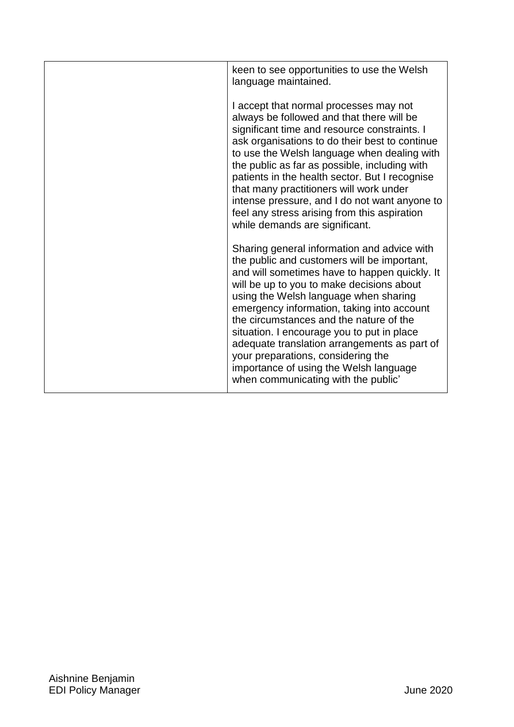| | |
|---|---|
| | keen to see opportunities to use the Welsh language maintained.<br><br>I accept that normal processes may not always be followed and that there will be significant time and resource constraints. I ask organisations to do their best to continue to use the Welsh language when dealing with the public as far as possible, including with patients in the health sector. But I recognise that many practitioners will work under intense pressure, and I do not want anyone to feel any stress arising from this aspiration while demands are significant.<br><br>Sharing general information and advice with the public and customers will be important, and will sometimes have to happen quickly. It will be up to you to make decisions about using the Welsh language when sharing emergency information, taking into account the circumstances and the nature of the situation. I encourage you to put in place adequate translation arrangements as part of your preparations, considering the importance of using the Welsh language when communicating with the public' |

Aishnine Benjamin
EDI Policy Manager
June 2020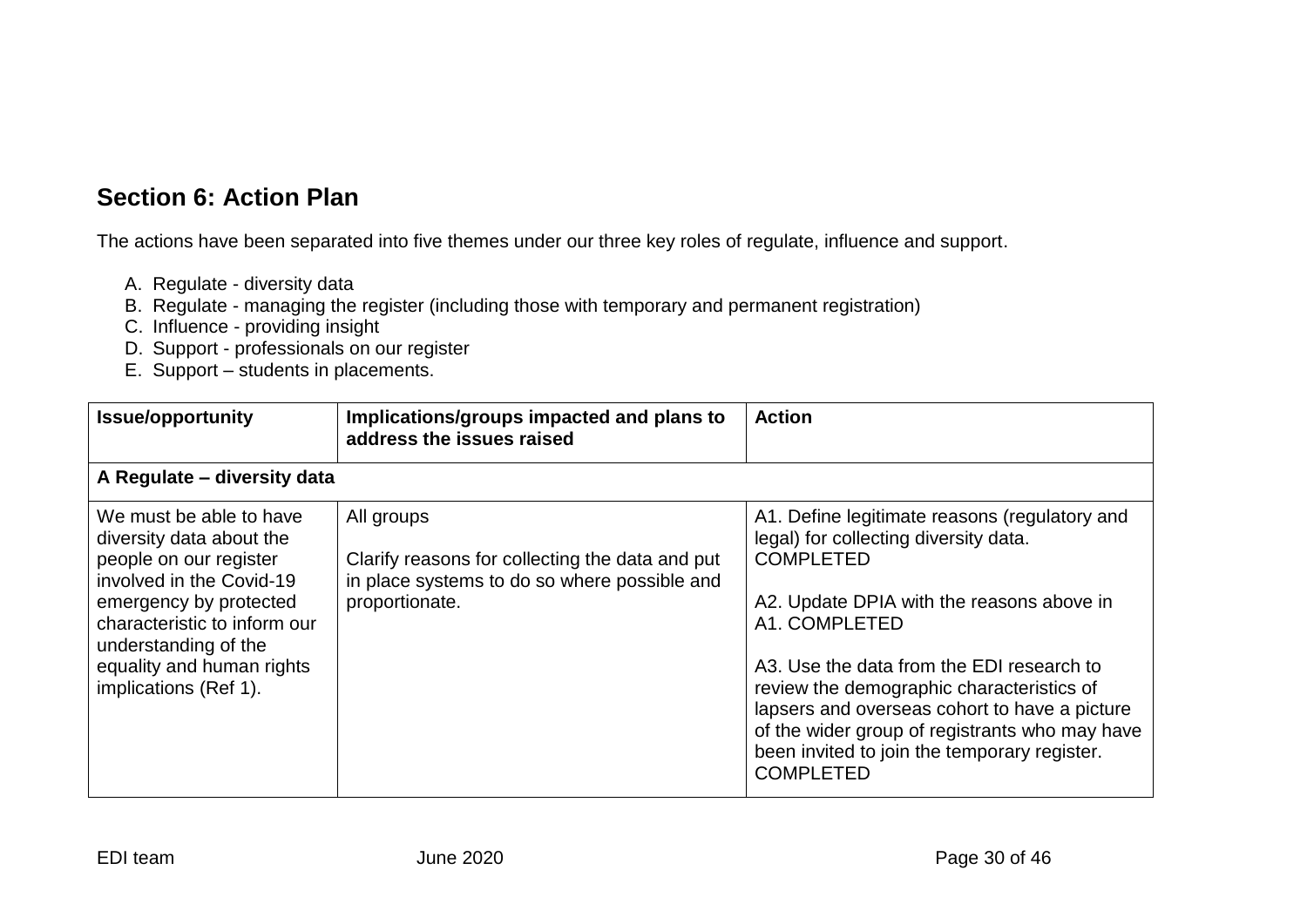## Section 6: Action Plan

The actions have been separated into five themes under our three key roles of regulate, influence and support.

A. Regulate - diversity data
B. Regulate - managing the register (including those with temporary and permanent registration)
C. Influence - providing insight
D. Support - professionals on our register
E. Support – students in placements.

| Issue/opportunity | Implications/groups impacted and plans to address the issues raised | Action |
|---|---|---|
| **A Regulate – diversity data** | | |
| We must be able to have diversity data about the people on our register involved in the Covid-19 emergency by protected characteristic to inform our understanding of the equality and human rights implications (Ref 1). | All groups<br><br>Clarify reasons for collecting the data and put in place systems to do so where possible and proportionate. | A1. Define legitimate reasons (regulatory and legal) for collecting diversity data. COMPLETED<br><br>A2. Update DPIA with the reasons above in A1. COMPLETED<br><br>A3. Use the data from the EDI research to review the demographic characteristics of lapsers and overseas cohort to have a picture of the wider group of registrants who may have been invited to join the temporary register. COMPLETED |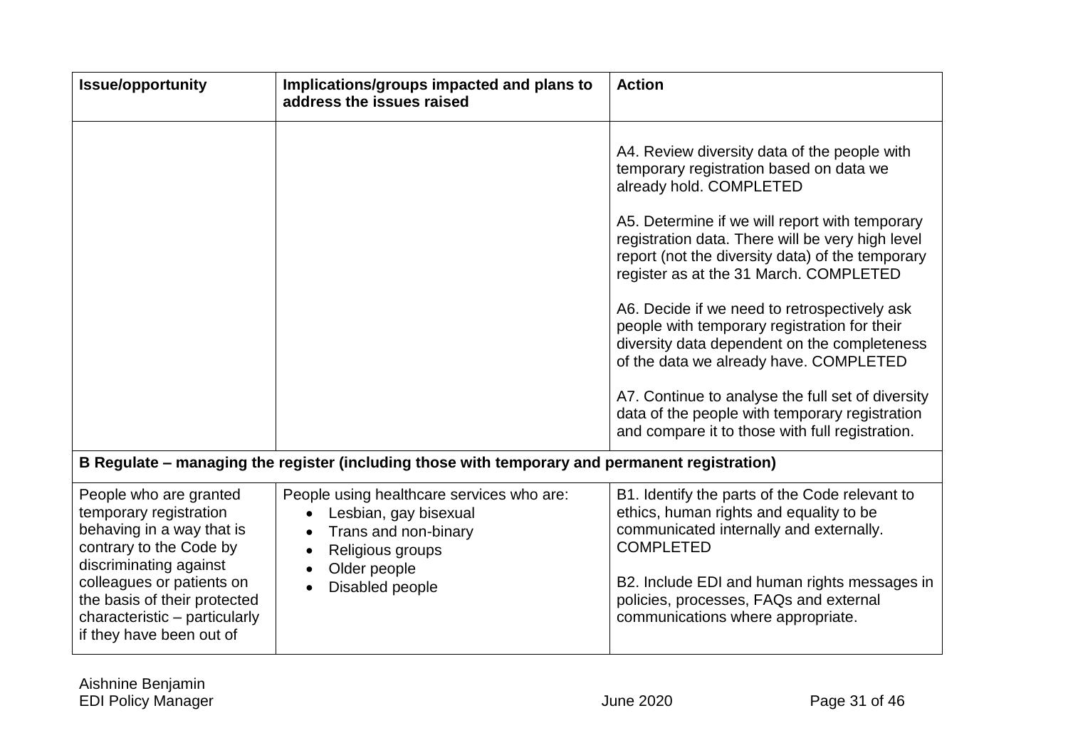| Issue/opportunity | Implications/groups impacted and plans to address the issues raised | Action |
|---|---|---|
| | | A4. Review diversity data of the people with temporary registration based on data we already hold. COMPLETED<br><br>A5. Determine if we will report with temporary registration data. There will be very high level report (not the diversity data) of the temporary register as at the 31 March. COMPLETED<br><br>A6. Decide if we need to retrospectively ask people with temporary registration for their diversity data dependent on the completeness of the data we already have. COMPLETED<br><br>A7. Continue to analyse the full set of diversity data of the people with temporary registration and compare it to those with full registration. |
| **B Regulate – managing the register (including those with temporary and permanent registration)** | | |
| People who are granted temporary registration behaving in a way that is contrary to the Code by discriminating against colleagues or patients on the basis of their protected characteristic – particularly if they have been out of | People using healthcare services who are:<br>• Lesbian, gay bisexual<br>• Trans and non-binary<br>• Religious groups<br>• Older people<br>• Disabled people | B1. Identify the parts of the Code relevant to ethics, human rights and equality to be communicated internally and externally. COMPLETED<br><br>B2. Include EDI and human rights messages in policies, processes, FAQs and external communications where appropriate. |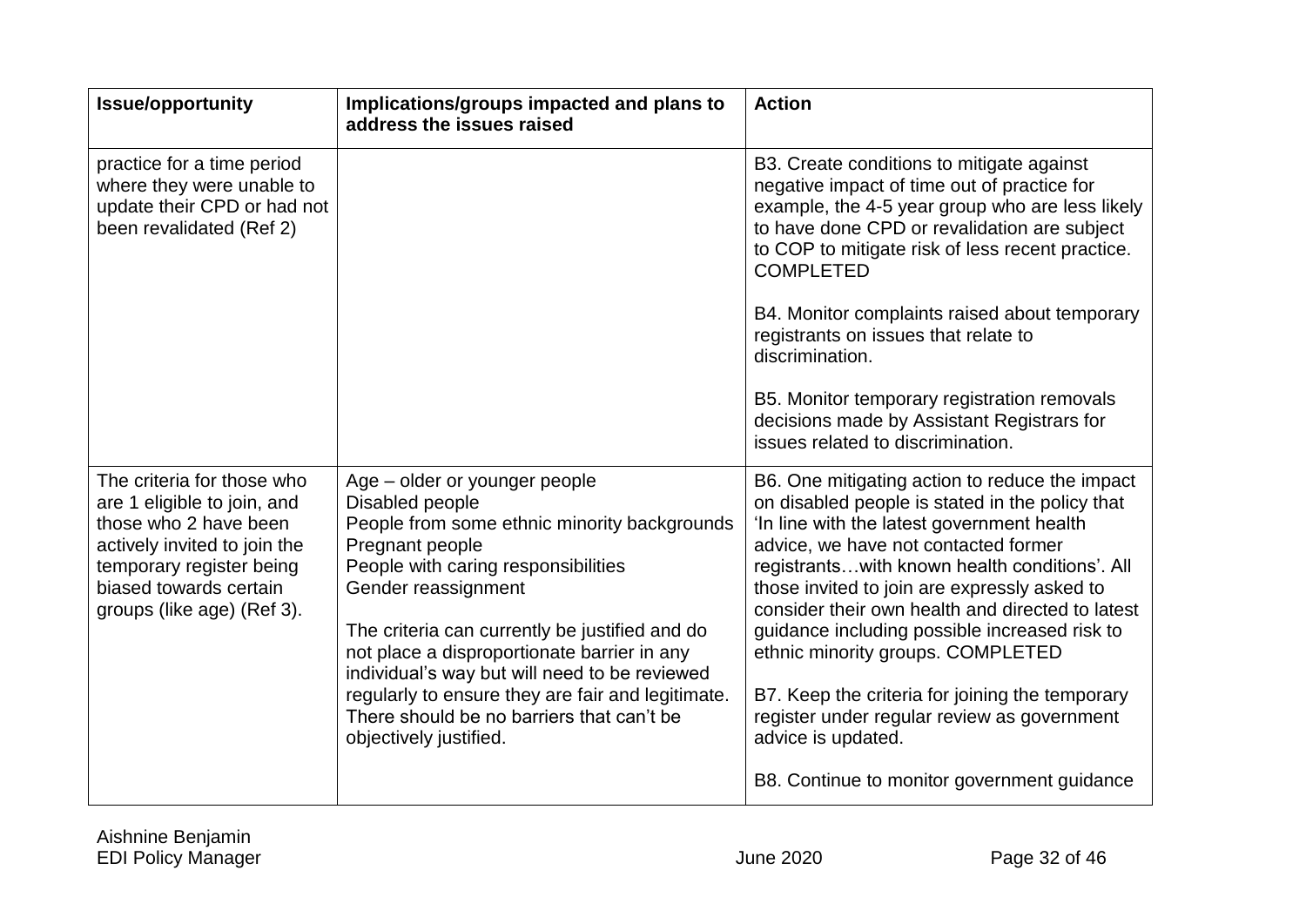| Issue/opportunity | Implications/groups impacted and plans to address the issues raised | Action |
|---|---|---|
| practice for a time period where they were unable to update their CPD or had not been revalidated (Ref 2) | | B3. Create conditions to mitigate against negative impact of time out of practice for example, the 4-5 year group who are less likely to have done CPD or revalidation are subject to COP to mitigate risk of less recent practice. COMPLETED<br><br>B4. Monitor complaints raised about temporary registrants on issues that relate to discrimination.<br><br>B5. Monitor temporary registration removals decisions made by Assistant Registrars for issues related to discrimination. |
| The criteria for those who are 1 eligible to join, and those who 2 have been actively invited to join the temporary register being biased towards certain groups (like age) (Ref 3). | Age – older or younger people<br>Disabled people<br>People from some ethnic minority backgrounds<br>Pregnant people<br>People with caring responsibilities<br>Gender reassignment<br><br>The criteria can currently be justified and do not place a disproportionate barrier in any individual's way but will need to be reviewed regularly to ensure they are fair and legitimate. There should be no barriers that can't be objectively justified. | B6. One mitigating action to reduce the impact on disabled people is stated in the policy that 'In line with the latest government health advice, we have not contacted former registrants…with known health conditions'. All those invited to join are expressly asked to consider their own health and directed to latest guidance including possible increased risk to ethnic minority groups. COMPLETED<br><br>B7. Keep the criteria for joining the temporary register under regular review as government advice is updated.<br><br>B8. Continue to monitor government guidance |

Aishnine Benjamin
EDI Policy Manager
June 2020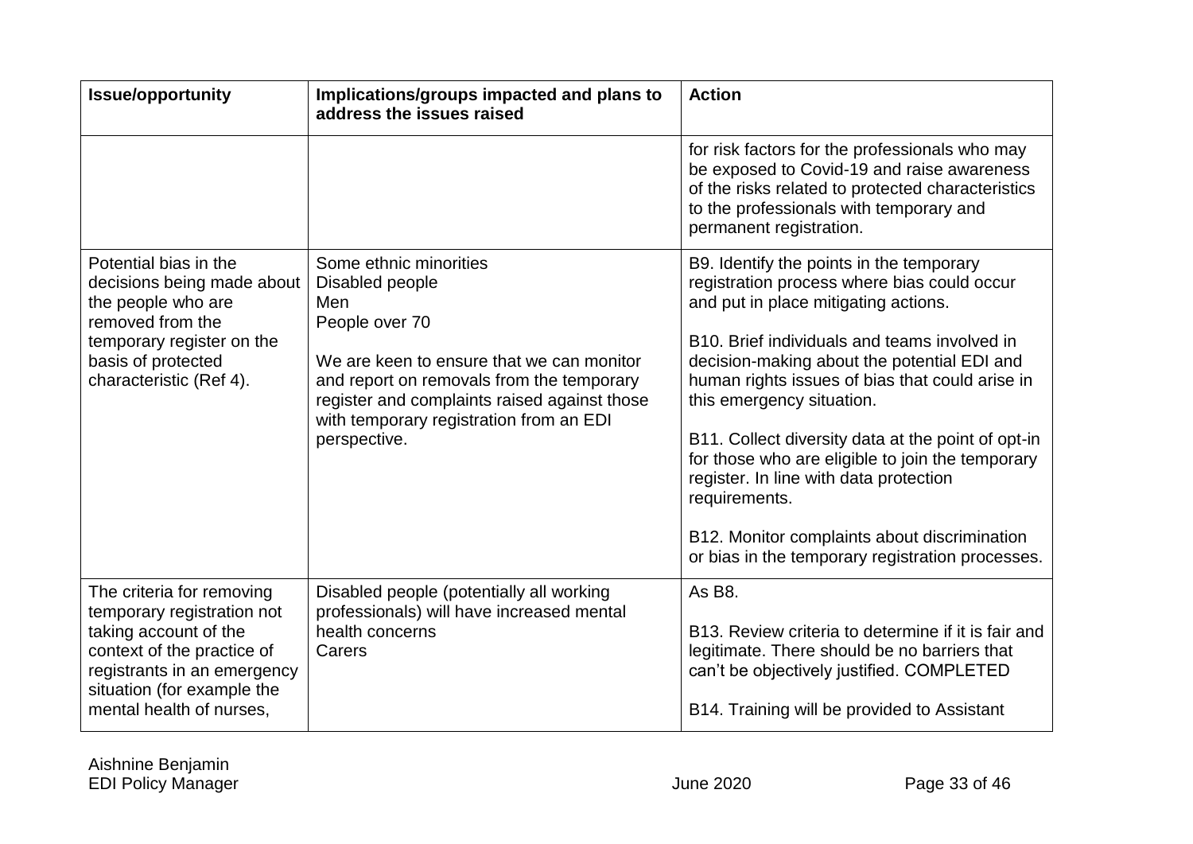| Issue/opportunity | Implications/groups impacted and plans to address the issues raised | Action |
|---|---|---|
| | | for risk factors for the professionals who may be exposed to Covid-19 and raise awareness of the risks related to protected characteristics to the professionals with temporary and permanent registration. |
| Potential bias in the decisions being made about the people who are removed from the temporary register on the basis of protected characteristic (Ref 4). | Some ethnic minorities<br>Disabled people<br>Men<br>People over 70<br><br>We are keen to ensure that we can monitor and report on removals from the temporary register and complaints raised against those with temporary registration from an EDI perspective. | B9. Identify the points in the temporary registration process where bias could occur and put in place mitigating actions.<br><br>B10. Brief individuals and teams involved in decision-making about the potential EDI and human rights issues of bias that could arise in this emergency situation.<br><br>B11. Collect diversity data at the point of opt-in for those who are eligible to join the temporary register. In line with data protection requirements.<br><br>B12. Monitor complaints about discrimination or bias in the temporary registration processes. |
| The criteria for removing temporary registration not taking account of the context of the practice of registrants in an emergency situation (for example the mental health of nurses, | Disabled people (potentially all working professionals) will have increased mental health concerns<br>Carers | As B8.<br><br>B13. Review criteria to determine if it is fair and legitimate. There should be no barriers that can't be objectively justified. COMPLETED<br><br>B14. Training will be provided to Assistant |

Aishnine Benjamin
EDI Policy Manager
June 2020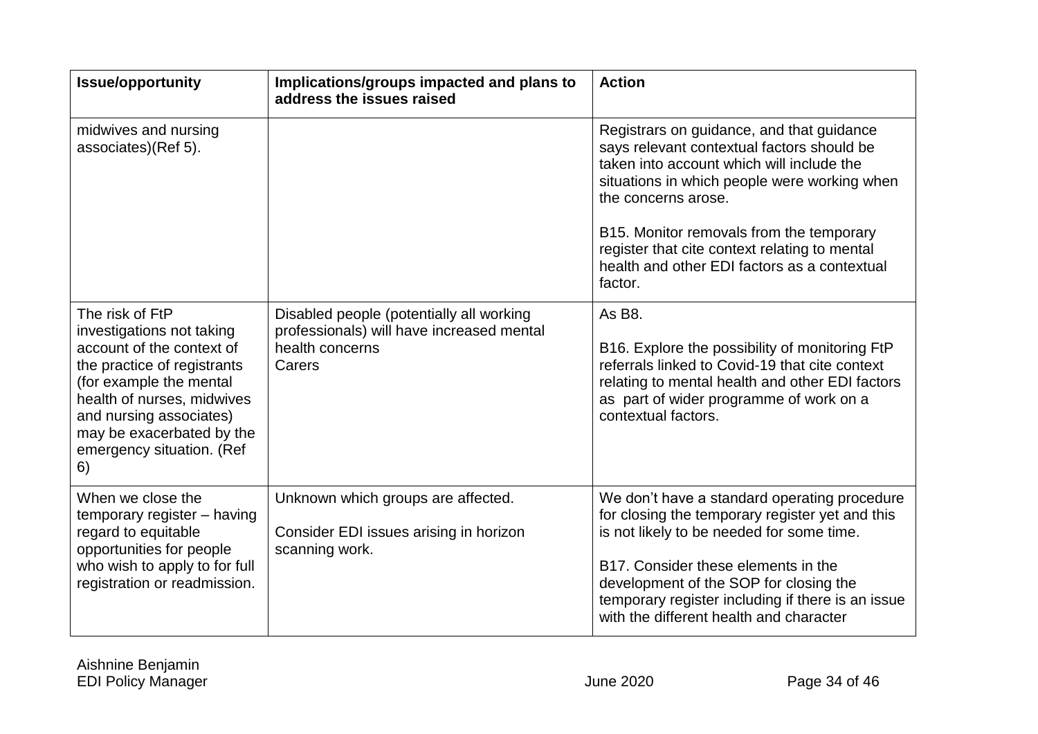| Issue/opportunity | Implications/groups impacted and plans to address the issues raised | Action |
|---|---|---|
| midwives and nursing associates)(Ref 5). | | Registrars on guidance, and that guidance says relevant contextual factors should be taken into account which will include the situations in which people were working when the concerns arose.<br><br>B15. Monitor removals from the temporary register that cite context relating to mental health and other EDI factors as a contextual factor. |
| The risk of FtP investigations not taking account of the context of the practice of registrants (for example the mental health of nurses, midwives and nursing associates) may be exacerbated by the emergency situation. (Ref 6) | Disabled people (potentially all working professionals) will have increased mental health concerns<br>Carers | As B8.<br><br>B16. Explore the possibility of monitoring FtP referrals linked to Covid-19 that cite context relating to mental health and other EDI factors as part of wider programme of work on a contextual factors. |
| When we close the temporary register – having regard to equitable opportunities for people who wish to apply to for full registration or readmission. | Unknown which groups are affected.<br><br>Consider EDI issues arising in horizon scanning work. | We don't have a standard operating procedure for closing the temporary register yet and this is not likely to be needed for some time.<br><br>B17. Consider these elements in the development of the SOP for closing the temporary register including if there is an issue with the different health and character |

Aishnine Benjamin
EDI Policy Manager
June 2020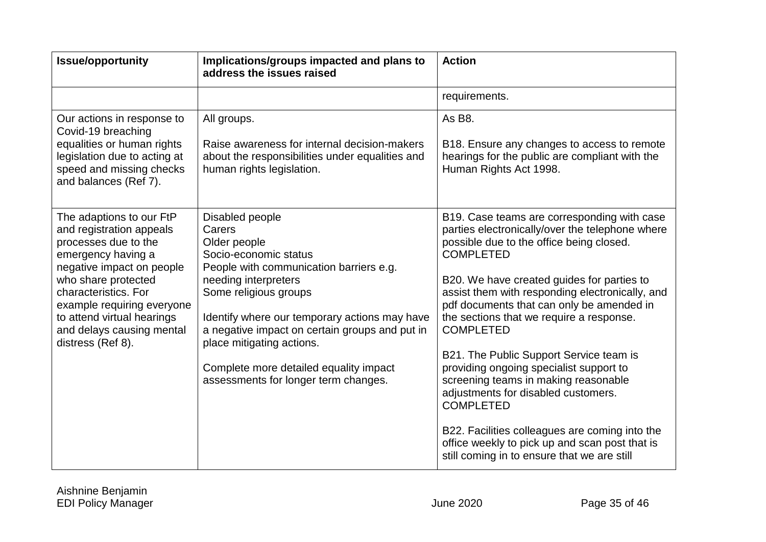| Issue/opportunity | Implications/groups impacted and plans to address the issues raised | Action |
|---|---|---|
| | | requirements. |
| Our actions in response to Covid-19 breaching equalities or human rights legislation due to acting at speed and missing checks and balances (Ref 7). | All groups.<br><br>Raise awareness for internal decision-makers about the responsibilities under equalities and human rights legislation. | As B8.<br><br>B18. Ensure any changes to access to remote hearings for the public are compliant with the Human Rights Act 1998. |
| The adaptions to our FtP and registration appeals processes due to the emergency having a negative impact on people who share protected characteristics. For example requiring everyone to attend virtual hearings and delays causing mental distress (Ref 8). | Disabled people<br>Carers<br>Older people<br>Socio-economic status<br>People with communication barriers e.g. needing interpreters<br>Some religious groups<br><br>Identify where our temporary actions may have a negative impact on certain groups and put in place mitigating actions.<br><br>Complete more detailed equality impact assessments for longer term changes. | B19. Case teams are corresponding with case parties electronically/over the telephone where possible due to the office being closed. COMPLETED<br><br>B20. We have created guides for parties to assist them with responding electronically, and pdf documents that can only be amended in the sections that we require a response. COMPLETED<br><br>B21. The Public Support Service team is providing ongoing specialist support to screening teams in making reasonable adjustments for disabled customers. COMPLETED<br><br>B22. Facilities colleagues are coming into the office weekly to pick up and scan post that is still coming in to ensure that we are still |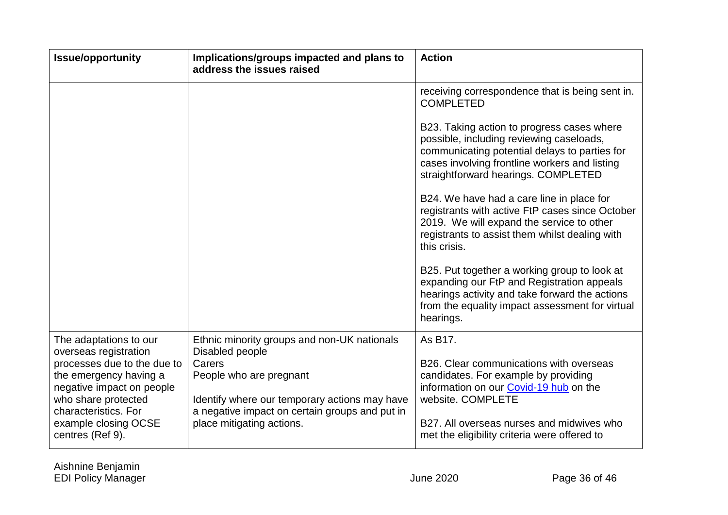| Issue/opportunity | Implications/groups impacted and plans to address the issues raised | Action |
| --- | --- | --- |
| | | receiving correspondence that is being sent in. COMPLETED<br><br>B23. Taking action to progress cases where possible, including reviewing caseloads, communicating potential delays to parties for cases involving frontline workers and listing straightforward hearings. COMPLETED<br><br>B24. We have had a care line in place for registrants with active FtP cases since October 2019. We will expand the service to other registrants to assist them whilst dealing with this crisis.<br><br>B25. Put together a working group to look at expanding our FtP and Registration appeals hearings activity and take forward the actions from the equality impact assessment for virtual hearings. |
| The adaptations to our overseas registration processes due to the due to the emergency having a negative impact on people who share protected characteristics. For example closing OCSE centres (Ref 9). | Ethnic minority groups and non-UK nationals<br>Disabled people<br>Carers<br>People who are pregnant<br><br>Identify where our temporary actions may have a negative impact on certain groups and put in place mitigating actions. | As B17.<br><br>B26. Clear communications with overseas candidates. For example by providing information on our Covid-19 hub on the website. COMPLETE<br><br>B27. All overseas nurses and midwives who met the eligibility criteria were offered to |

Aishnine Benjamin
EDI Policy Manager

June 2020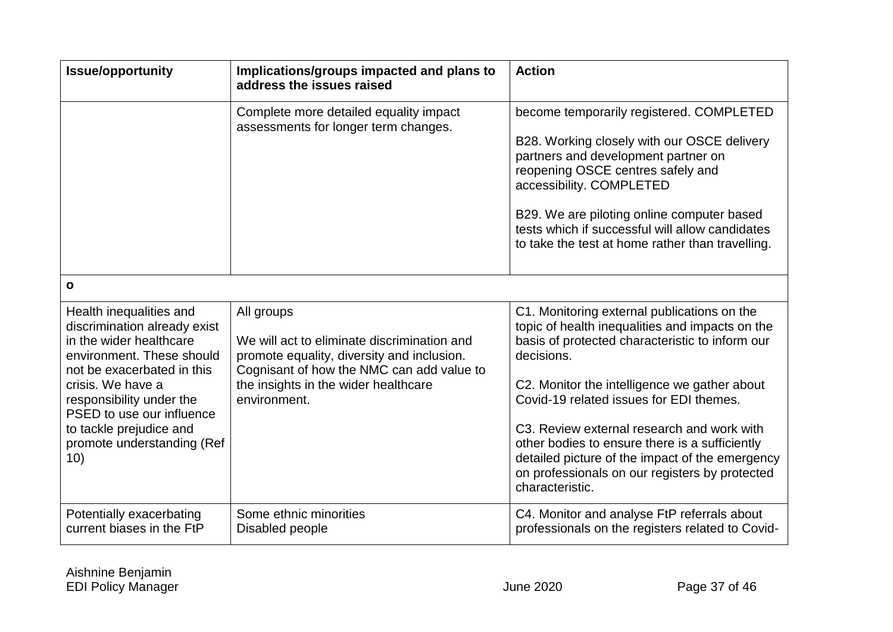| Issue/opportunity | Implications/groups impacted and plans to address the issues raised | Action |
|---|---|---|
| | Complete more detailed equality impact assessments for longer term changes. | become temporarily registered. COMPLETED<br><br>B28. Working closely with our OSCE delivery partners and development partner on reopening OSCE centres safely and accessibility. COMPLETED<br><br>B29. We are piloting online computer based tests which if successful will allow candidates to take the test at home rather than travelling. |
| **o** | | |
| Health inequalities and discrimination already exist in the wider healthcare environment. These should not be exacerbated in this crisis. We have a responsibility under the PSED to use our influence to tackle prejudice and promote understanding (Ref 10) | All groups<br><br>We will act to eliminate discrimination and promote equality, diversity and inclusion. Cognisant of how the NMC can add value to the insights in the wider healthcare environment. | C1. Monitoring external publications on the topic of health inequalities and impacts on the basis of protected characteristic to inform our decisions.<br><br>C2. Monitor the intelligence we gather about Covid-19 related issues for EDI themes.<br><br>C3. Review external research and work with other bodies to ensure there is a sufficiently detailed picture of the impact of the emergency on professionals on our registers by protected characteristic. |
| Potentially exacerbating current biases in the FtP | Some ethnic minorities<br>Disabled people | C4. Monitor and analyse FtP referrals about professionals on the registers related to Covid- |

Aishnine Benjamin
EDI Policy Manager
June 2020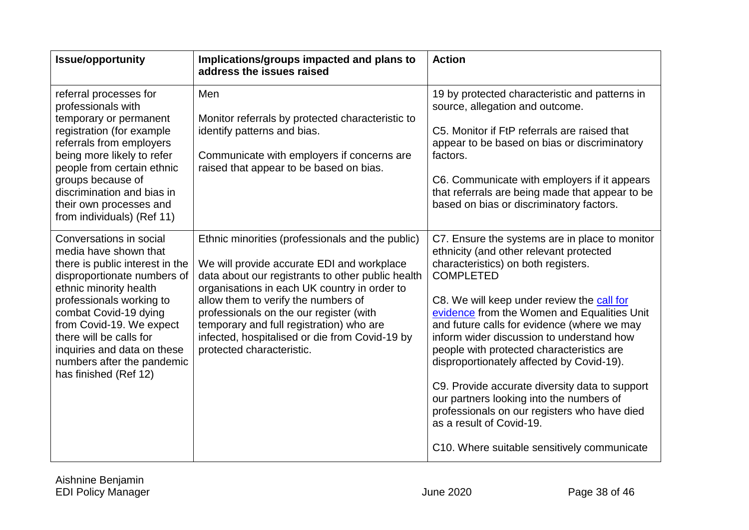| Issue/opportunity | Implications/groups impacted and plans to address the issues raised | Action |
|---|---|---|
| referral processes for professionals with temporary or permanent registration (for example referrals from employers being more likely to refer people from certain ethnic groups because of discrimination and bias in their own processes and from individuals) (Ref 11) | Men<br><br>Monitor referrals by protected characteristic to identify patterns and bias.<br><br>Communicate with employers if concerns are raised that appear to be based on bias. | 19 by protected characteristic and patterns in source, allegation and outcome.<br><br>C5. Monitor if FtP referrals are raised that appear to be based on bias or discriminatory factors.<br><br>C6. Communicate with employers if it appears that referrals are being made that appear to be based on bias or discriminatory factors. |
| Conversations in social media have shown that there is public interest in the disproportionate numbers of ethnic minority health professionals working to combat Covid-19 dying from Covid-19. We expect there will be calls for inquiries and data on these numbers after the pandemic has finished (Ref 12) | Ethnic minorities (professionals and the public)<br><br>We will provide accurate EDI and workplace data about our registrants to other public health organisations in each UK country in order to allow them to verify the numbers of professionals on the our register (with temporary and full registration) who are infected, hospitalised or die from Covid-19 by protected characteristic. | C7. Ensure the systems are in place to monitor ethnicity (and other relevant protected characteristics) on both registers. COMPLETED<br><br>C8. We will keep under review the call for evidence from the Women and Equalities Unit and future calls for evidence (where we may inform wider discussion to understand how people with protected characteristics are disproportionately affected by Covid-19).<br><br>C9. Provide accurate diversity data to support our partners looking into the numbers of professionals on our registers who have died as a result of Covid-19.<br><br>C10. Where suitable sensitively communicate |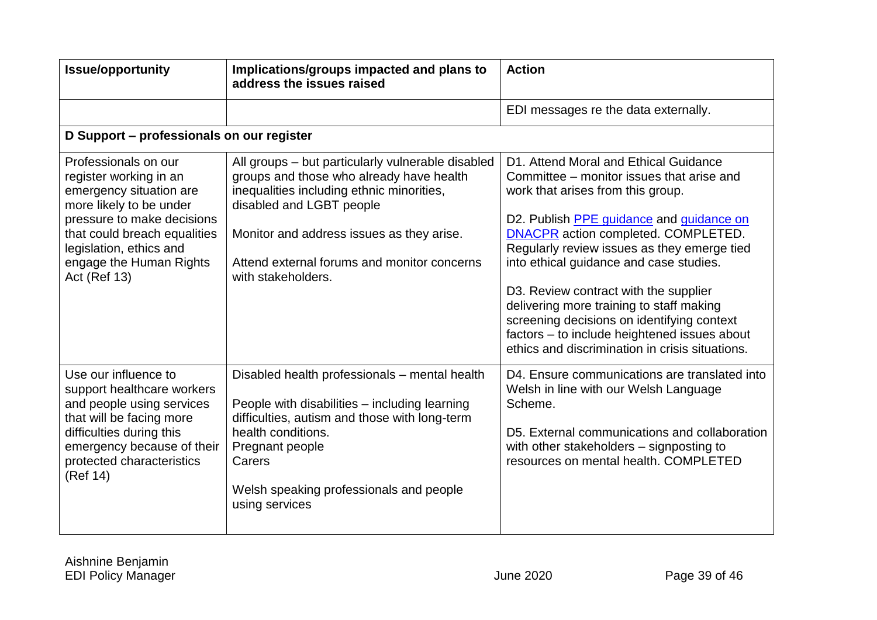| Issue/opportunity | Implications/groups impacted and plans to address the issues raised | Action |
|---|---|---|
| | | EDI messages re the data externally. |
| **D Support – professionals on our register** | | |
| Professionals on our register working in an emergency situation are more likely to be under pressure to make decisions that could breach equalities legislation, ethics and engage the Human Rights Act (Ref 13) | All groups – but particularly vulnerable disabled groups and those who already have health inequalities including ethnic minorities, disabled and LGBT people<br><br>Monitor and address issues as they arise.<br><br>Attend external forums and monitor concerns with stakeholders. | D1. Attend Moral and Ethical Guidance Committee – monitor issues that arise and work that arises from this group.<br><br>D2. Publish [PPE guidance] and [guidance on DNACPR] action completed. COMPLETED. Regularly review issues as they emerge tied into ethical guidance and case studies.<br><br>D3. Review contract with the supplier delivering more training to staff making screening decisions on identifying context factors – to include heightened issues about ethics and discrimination in crisis situations. |
| Use our influence to support healthcare workers and people using services that will be facing more difficulties during this emergency because of their protected characteristics (Ref 14) | Disabled health professionals – mental health<br><br>People with disabilities – including learning difficulties, autism and those with long-term health conditions.<br>Pregnant people<br>Carers<br><br>Welsh speaking professionals and people using services | D4. Ensure communications are translated into Welsh in line with our Welsh Language Scheme.<br><br>D5. External communications and collaboration with other stakeholders – signposting to resources on mental health. COMPLETED |

Aishnine Benjamin
EDI Policy Manager
June 2020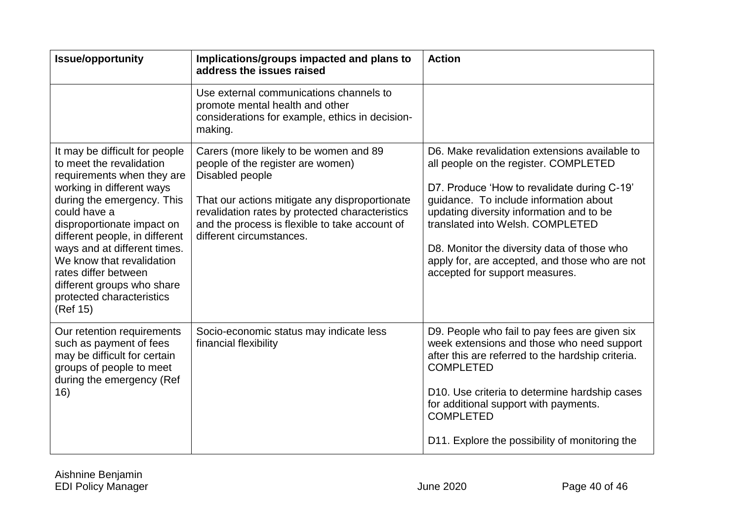| Issue/opportunity | Implications/groups impacted and plans to address the issues raised | Action |
| --- | --- | --- |
| | Use external communications channels to promote mental health and other considerations for example, ethics in decision-making. | |
| It may be difficult for people to meet the revalidation requirements when they are working in different ways during the emergency. This could have a disproportionate impact on different people, in different ways and at different times. We know that revalidation rates differ between different groups who share protected characteristics (Ref 15) | Carers (more likely to be women and 89 people of the register are women)<br>Disabled people<br><br>That our actions mitigate any disproportionate revalidation rates by protected characteristics and the process is flexible to take account of different circumstances. | D6. Make revalidation extensions available to all people on the register. COMPLETED<br><br>D7. Produce 'How to revalidate during C-19' guidance. To include information about updating diversity information and to be translated into Welsh. COMPLETED<br><br>D8. Monitor the diversity data of those who apply for, are accepted, and those who are not accepted for support measures. |
| Our retention requirements such as payment of fees may be difficult for certain groups of people to meet during the emergency (Ref 16) | Socio-economic status may indicate less financial flexibility | D9. People who fail to pay fees are given six week extensions and those who need support after this are referred to the hardship criteria. COMPLETED<br><br>D10. Use criteria to determine hardship cases for additional support with payments. COMPLETED<br><br>D11. Explore the possibility of monitoring the |

Aishnine Benjamin
EDI Policy Manager

June 2020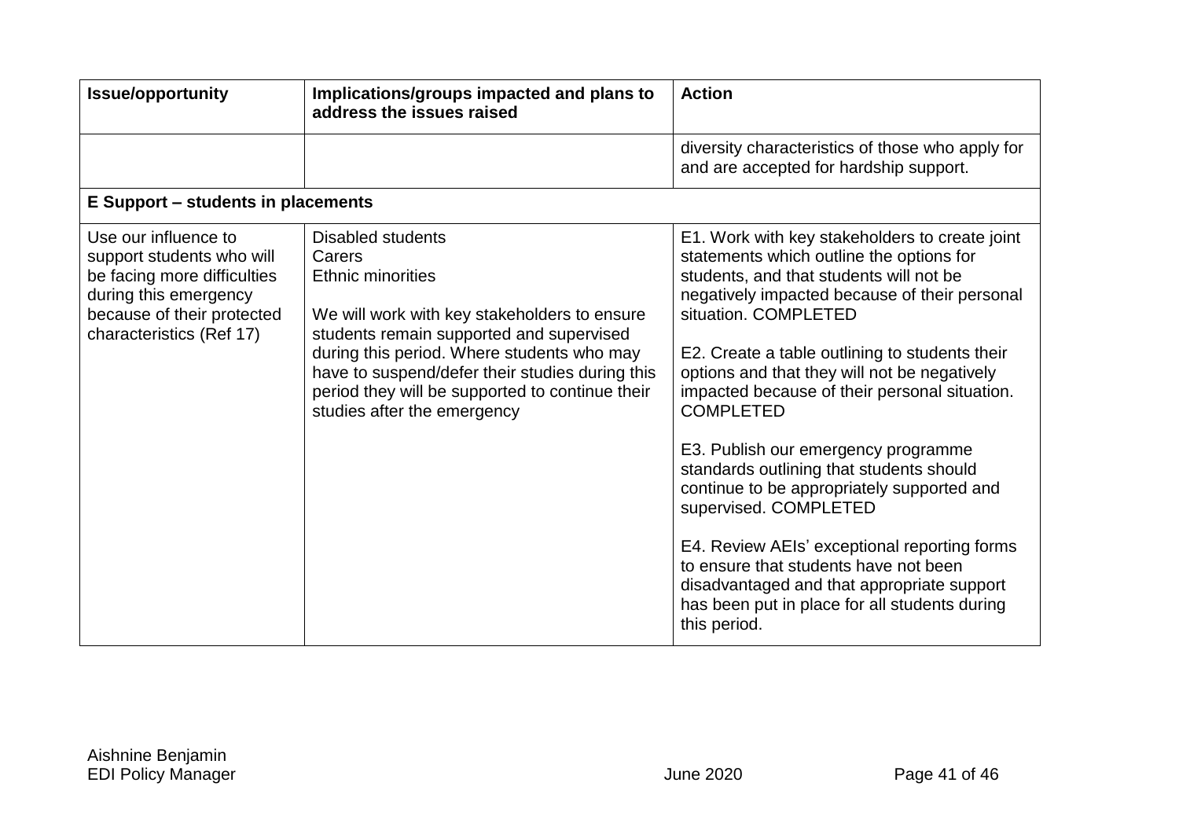| Issue/opportunity | Implications/groups impacted and plans to address the issues raised | Action |
|---|---|---|
| | | diversity characteristics of those who apply for and are accepted for hardship support. |
| **E Support – students in placements** | | |
| Use our influence to support students who will be facing more difficulties during this emergency because of their protected characteristics (Ref 17) | Disabled students<br>Carers<br>Ethnic minorities<br><br>We will work with key stakeholders to ensure students remain supported and supervised during this period. Where students who may have to suspend/defer their studies during this period they will be supported to continue their studies after the emergency | E1. Work with key stakeholders to create joint statements which outline the options for students, and that students will not be negatively impacted because of their personal situation. COMPLETED<br><br>E2. Create a table outlining to students their options and that they will not be negatively impacted because of their personal situation. COMPLETED<br><br>E3. Publish our emergency programme standards outlining that students should continue to be appropriately supported and supervised. COMPLETED<br><br>E4. Review AEIs' exceptional reporting forms to ensure that students have not been disadvantaged and that appropriate support has been put in place for all students during this period. |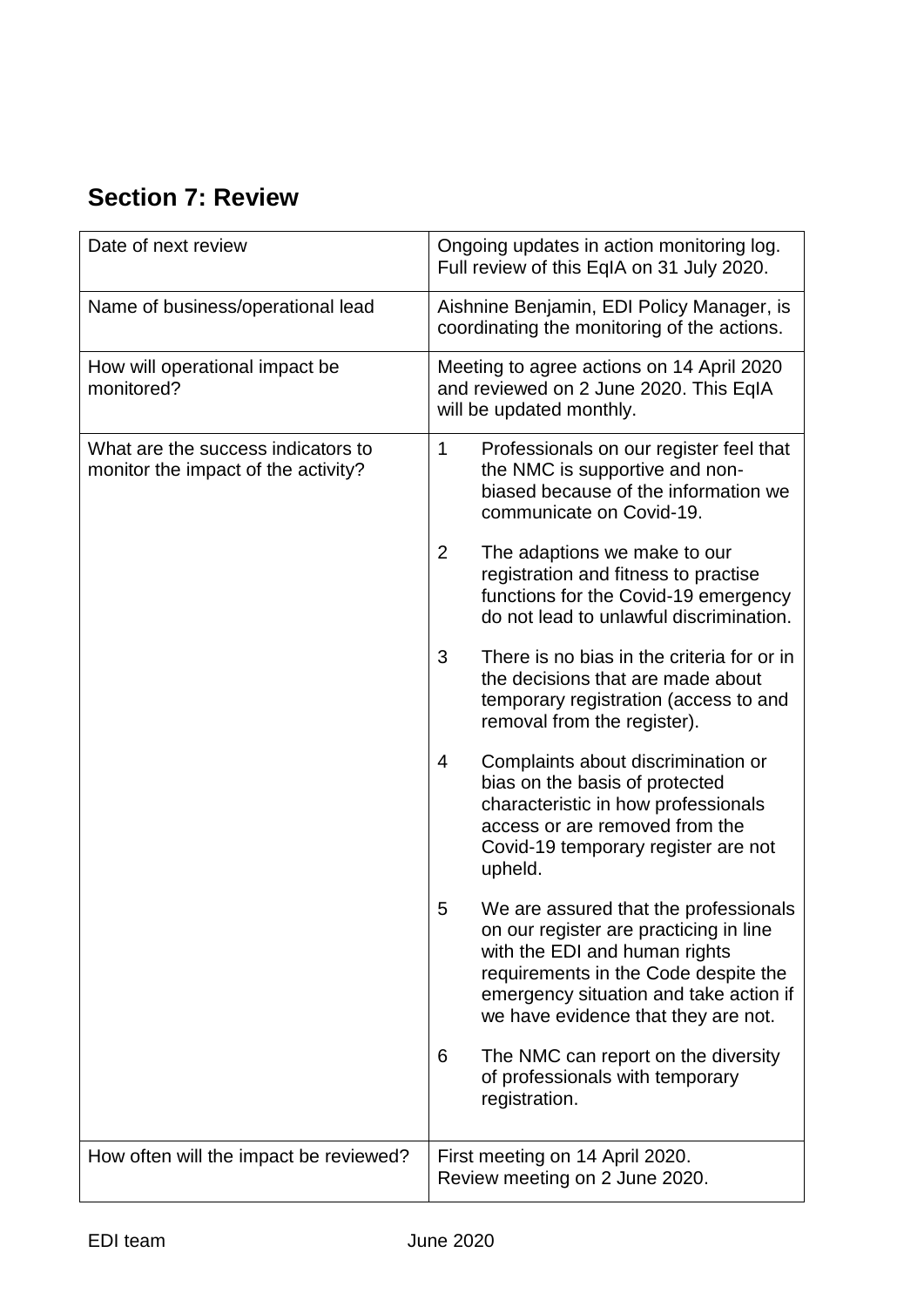## Section 7: Review

| Date of next review | Ongoing updates in action monitoring log. Full review of this EqIA on 31 July 2020. |
|---|---|
| Name of business/operational lead | Aishnine Benjamin, EDI Policy Manager, is coordinating the monitoring of the actions. |
| How will operational impact be monitored? | Meeting to agree actions on 14 April 2020 and reviewed on 2 June 2020. This EqIA will be updated monthly. |
| What are the success indicators to monitor the impact of the activity? | 1 Professionals on our register feel that the NMC is supportive and non-biased because of the information we communicate on Covid-19.<br><br>2 The adaptions we make to our registration and fitness to practise functions for the Covid-19 emergency do not lead to unlawful discrimination.<br><br>3 There is no bias in the criteria for or in the decisions that are made about temporary registration (access to and removal from the register).<br><br>4 Complaints about discrimination or bias on the basis of protected characteristic in how professionals access or are removed from the Covid-19 temporary register are not upheld.<br><br>5 We are assured that the professionals on our register are practicing in line with the EDI and human rights requirements in the Code despite the emergency situation and take action if we have evidence that they are not.<br><br>6 The NMC can report on the diversity of professionals with temporary registration. |
| How often will the impact be reviewed? | First meeting on 14 April 2020.<br>Review meeting on 2 June 2020. |

EDI team June 2020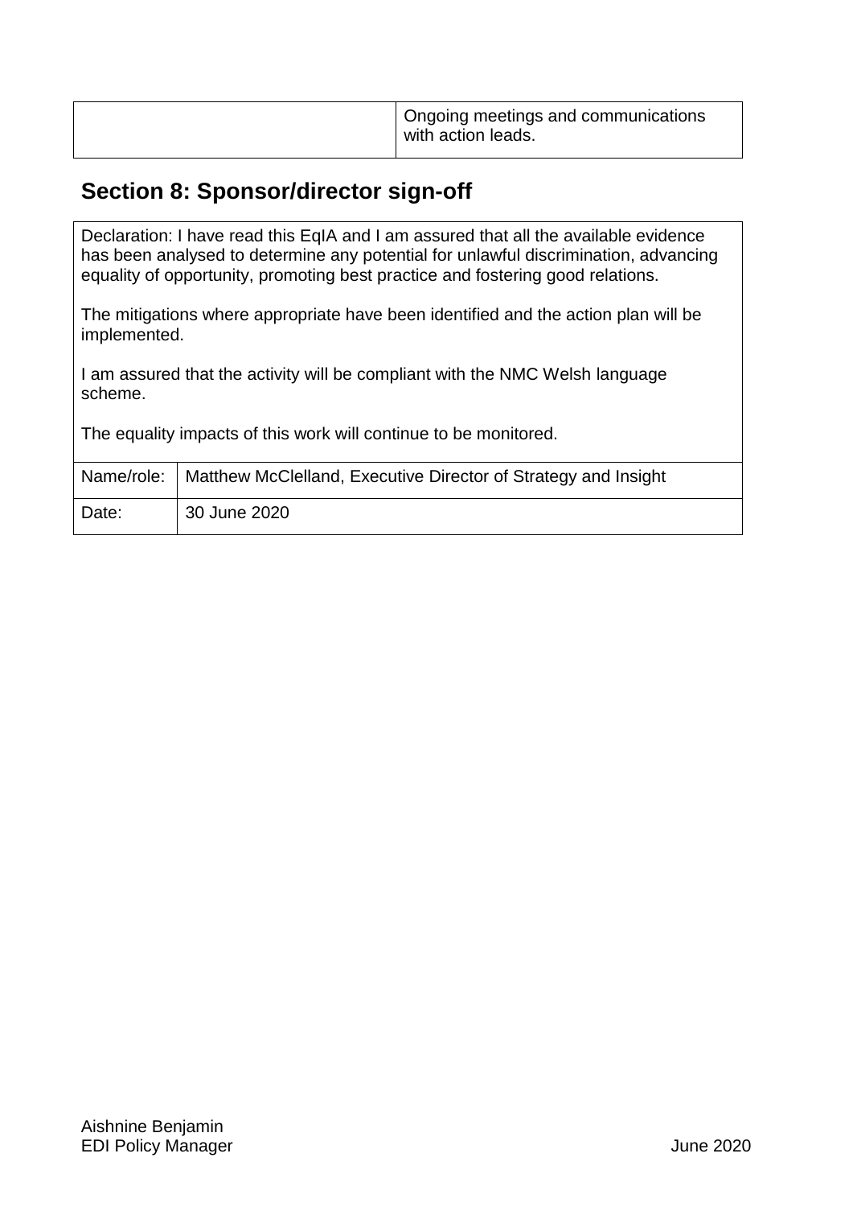| | |
|---|---|
| | Ongoing meetings and communications with action leads. |

## Section 8: Sponsor/director sign-off

| | |
|---|---|
| Declaration: I have read this EqIA and I am assured that all the available evidence has been analysed to determine any potential for unlawful discrimination, advancing equality of opportunity, promoting best practice and fostering good relations.<br><br>The mitigations where appropriate have been identified and the action plan will be implemented.<br><br>I am assured that the activity will be compliant with the NMC Welsh language scheme.<br><br>The equality impacts of this work will continue to be monitored. | |
| Name/role: | Matthew McClelland, Executive Director of Strategy and Insight |
| Date: | 30 June 2020 |

Aishnine Benjamin
EDI Policy Manager

June 2020